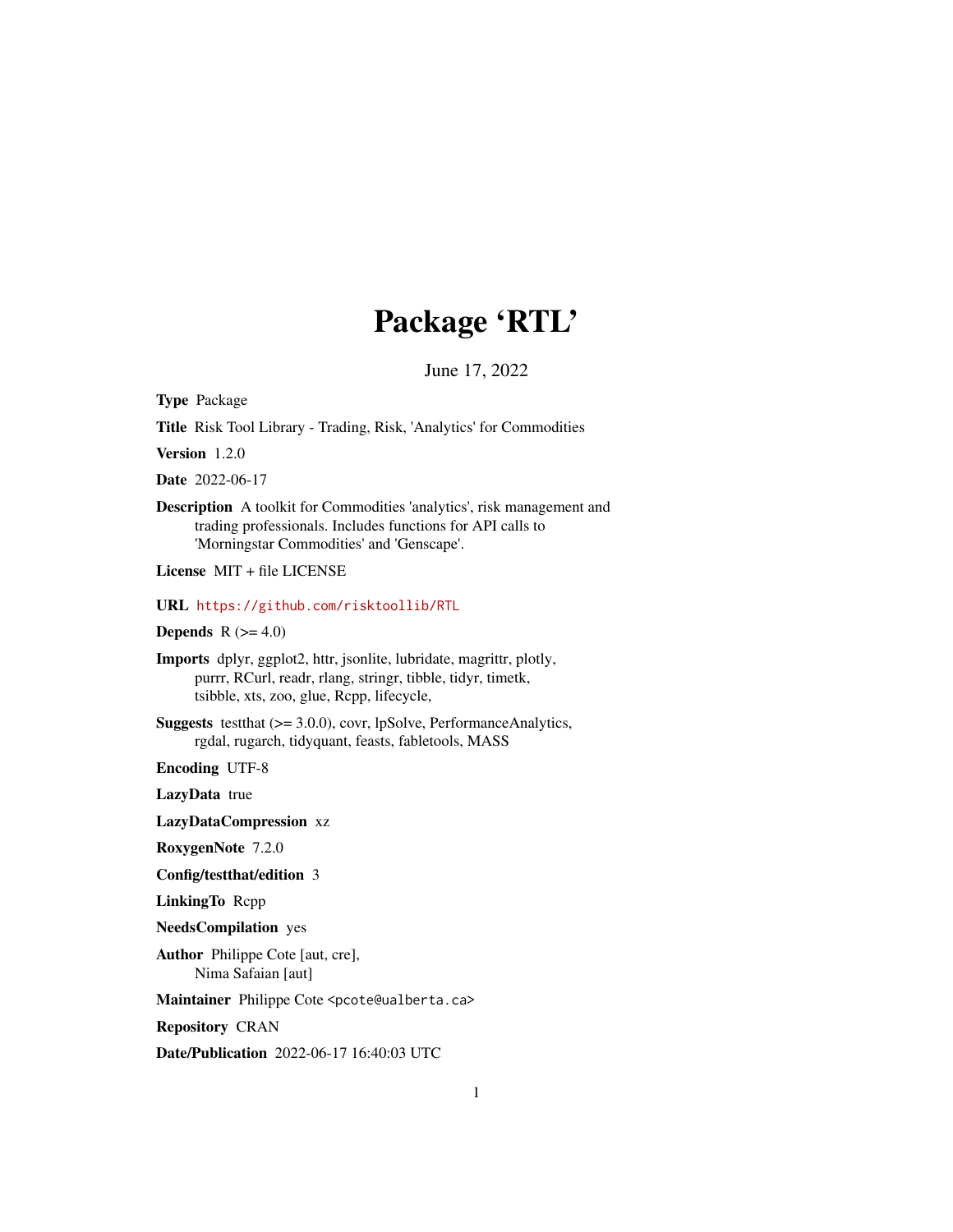# Package 'RTL'

June 17, 2022

**Type** Package

**Title** Risk Tool Library - Trading, Risk, 'Analytics' for Commodities

**Version** 1.2.0

**Date** 2022-06-17

**Description** A toolkit for Commodities 'analytics', risk management and trading professionals. Includes functions for API calls to 'Morningstar Commodities' and 'Genscape'.

**License** MIT + file LICENSE

**URL** https://github.com/risktoollib/RTL

**Depends** R (>= 4.0)

**Imports** dplyr, ggplot2, httr, jsonlite, lubridate, magrittr, plotly, purrr, RCurl, readr, rlang, stringr, tibble, tidyr, timetk, tsibble, xts, zoo, glue, Rcpp, lifecycle,

**Suggests** testthat (>= 3.0.0), covr, lpSolve, PerformanceAnalytics, rgdal, rugarch, tidyquant, feasts, fabletools, MASS

**Encoding** UTF-8

**LazyData** true

**LazyDataCompression** xz

**RoxygenNote** 7.2.0

**Config/testthat/edition** 3

**LinkingTo** Rcpp

**NeedsCompilation** yes

**Author** Philippe Cote [aut, cre], Nima Safaian [aut]

**Maintainer** Philippe Cote <pcote@ualberta.ca>

**Repository** CRAN

**Date/Publication** 2022-06-17 16:40:03 UTC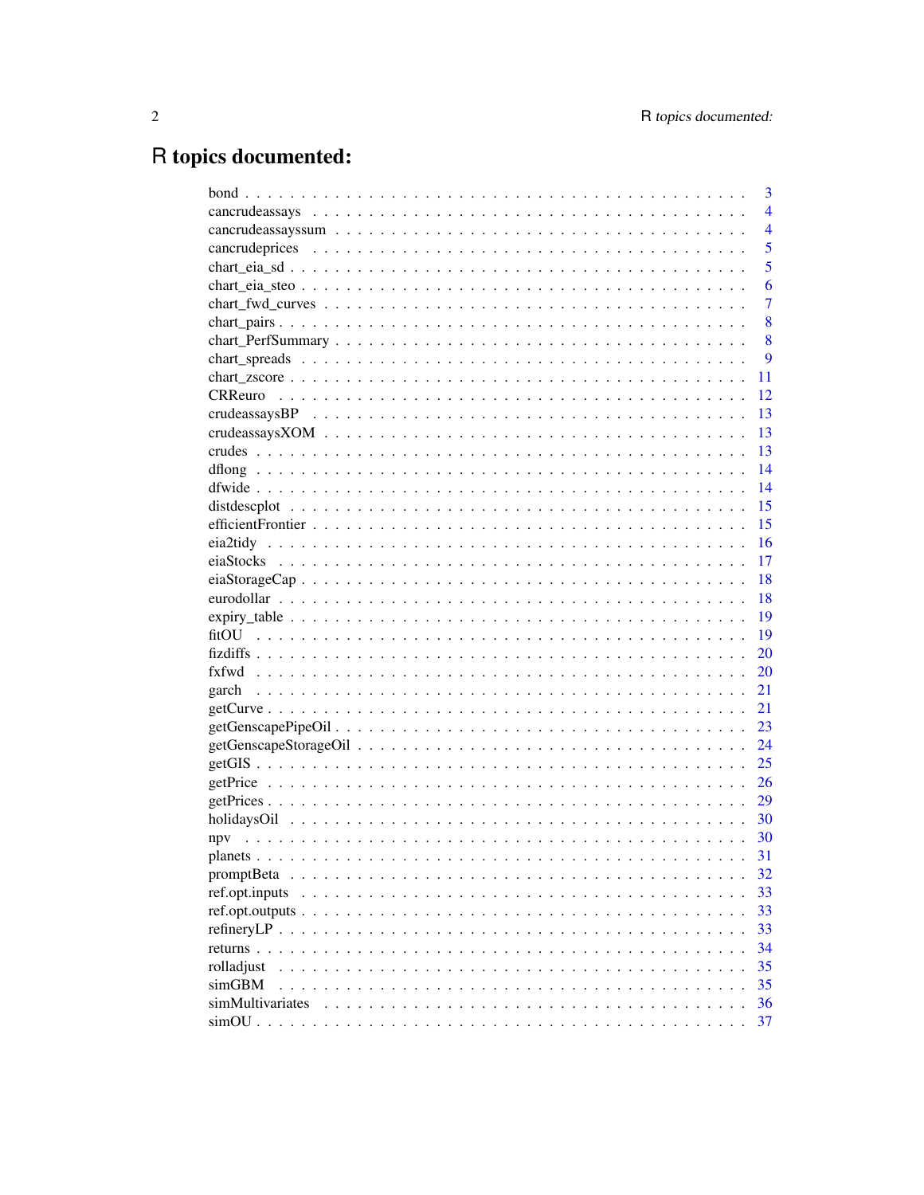# R topics documented:

| Topic | Page |
|---|---|
| bond | 3 |
| cancrudeassays | 4 |
| cancrudeassayssum | 4 |
| cancrudeprices | 5 |
| chart_eia_sd | 5 |
| chart_eia_steo | 6 |
| chart_fwd_curves | 7 |
| chart_pairs | 8 |
| chart_PerfSummary | 8 |
| chart_spreads | 9 |
| chart_zscore | 11 |
| CRReuro | 12 |
| crudeassaysBP | 13 |
| crudeassaysXOM | 13 |
| crudes | 13 |
| dflong | 14 |
| dfwide | 14 |
| distdescplot | 15 |
| efficientFrontier | 15 |
| eia2tidy | 16 |
| eiaStocks | 17 |
| eiaStorageCap | 18 |
| eurodollar | 18 |
| expiry_table | 19 |
| fitOU | 19 |
| fizdiffs | 20 |
| fxfwd | 20 |
| garch | 21 |
| getCurve | 21 |
| getGenscapePipeOil | 23 |
| getGenscapeStorageOil | 24 |
| getGIS | 25 |
| getPrice | 26 |
| getPrices | 29 |
| holidaysOil | 30 |
| npv | 30 |
| planets | 31 |
| promptBeta | 32 |
| ref.opt.inputs | 33 |
| ref.opt.outputs | 33 |
| refineryLP | 33 |
| returns | 34 |
| rolladjust | 35 |
| simGBM | 35 |
| simMultivariates | 36 |
| simOU | 37 |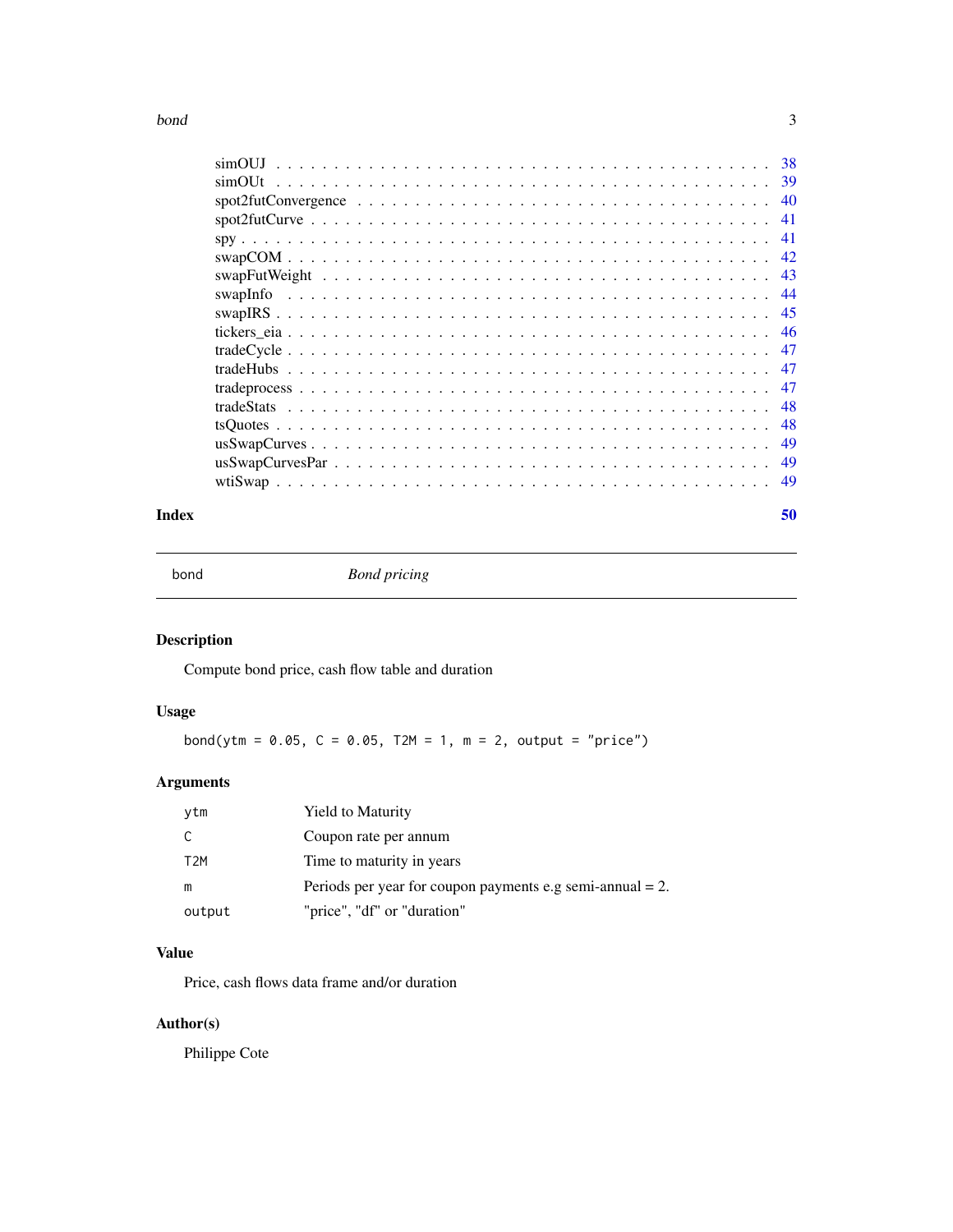| | |
|---|---|
| simOUJ | 38 |
| simOUt | 39 |
| spot2futConvergence | 40 |
| spot2futCurve | 41 |
| spy | 41 |
| swapCOM | 42 |
| swapFutWeight | 43 |
| swapInfo | 44 |
| swapIRS | 45 |
| tickers_eia | 46 |
| tradeCycle | 47 |
| tradeHubs | 47 |
| tradeprocess | 47 |
| tradeStats | 48 |
| tsQuotes | 48 |
| usSwapCurves | 49 |
| usSwapCurvesPar | 49 |
| wtiSwap | 49 |

**Index** **50**

---

bond *Bond pricing*

---

## Description

Compute bond price, cash flow table and duration

## Usage

```
bond(ytm = 0.05, C = 0.05, T2M = 1, m = 2, output = "price")
```

## Arguments

| | |
|---|---|
| `ytm` | Yield to Maturity |
| `C` | Coupon rate per annum |
| `T2M` | Time to maturity in years |
| `m` | Periods per year for coupon payments e.g semi-annual = 2. |
| `output` | "price", "df" or "duration" |

## Value

Price, cash flows data frame and/or duration

## Author(s)

Philippe Cote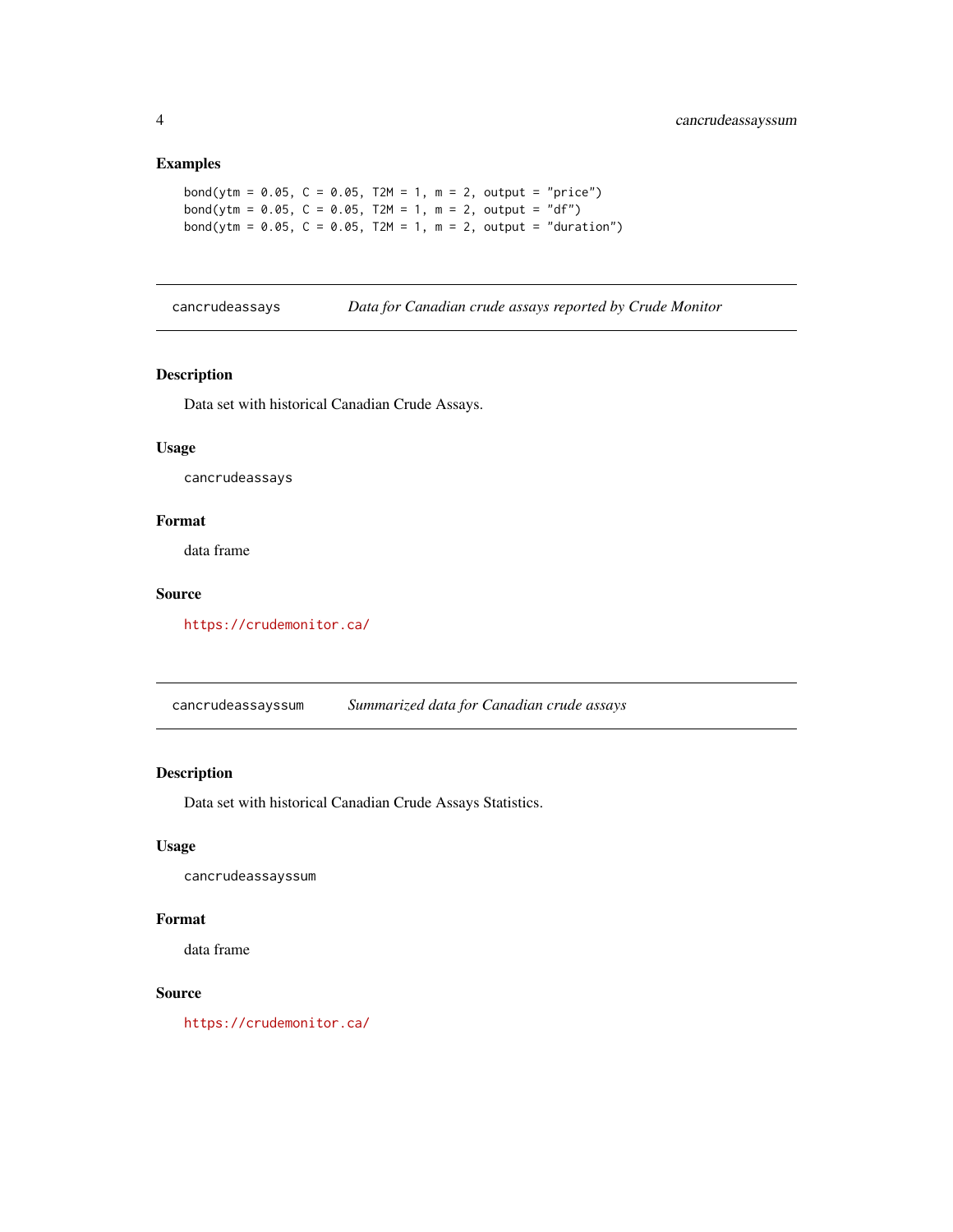### Examples

```
bond(ytm = 0.05, C = 0.05, T2M = 1, m = 2, output = "price")
bond(ytm = 0.05, C = 0.05, T2M = 1, m = 2, output = "df")
bond(ytm = 0.05, C = 0.05, T2M = 1, m = 2, output = "duration")
```

---

## cancrudeassays — *Data for Canadian crude assays reported by Crude Monitor*

---

### Description

Data set with historical Canadian Crude Assays.

### Usage

```
cancrudeassays
```

### Format

data frame

### Source

https://crudemonitor.ca/

---

## cancrudeassayssum — *Summarized data for Canadian crude assays*

---

### Description

Data set with historical Canadian Crude Assays Statistics.

### Usage

```
cancrudeassayssum
```

### Format

data frame

### Source

https://crudemonitor.ca/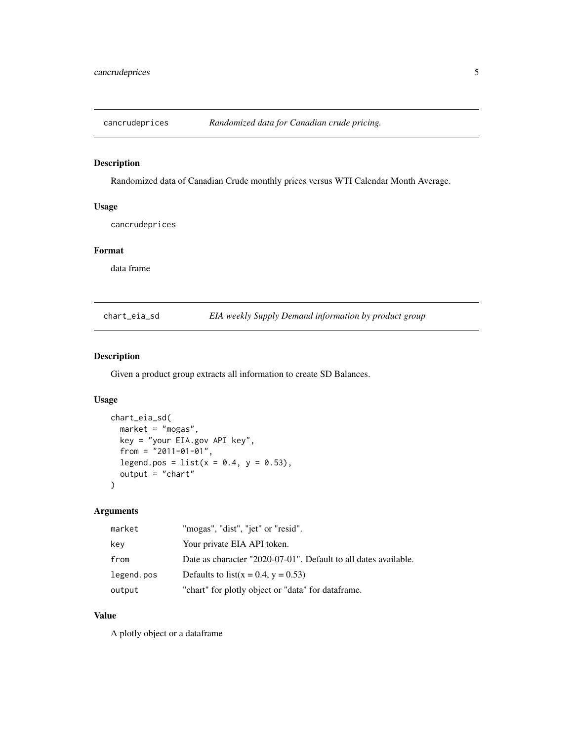## cancrudeprices — *Randomized data for Canadian crude pricing.*

### Description

Randomized data of Canadian Crude monthly prices versus WTI Calendar Month Average.

### Usage

```
cancrudeprices
```

### Format

data frame

## chart_eia_sd — *EIA weekly Supply Demand information by product group*

### Description

Given a product group extracts all information to create SD Balances.

### Usage

```
chart_eia_sd(
  market = "mogas",
  key = "your EIA.gov API key",
  from = "2011-01-01",
  legend.pos = list(x = 0.4, y = 0.53),
  output = "chart"
)
```

### Arguments

| | |
|---|---|
| market | "mogas", "dist", "jet" or "resid". |
| key | Your private EIA API token. |
| from | Date as character "2020-07-01". Default to all dates available. |
| legend.pos | Defaults to list(x = 0.4, y = 0.53) |
| output | "chart" for plotly object or "data" for dataframe. |

### Value

A plotly object or a dataframe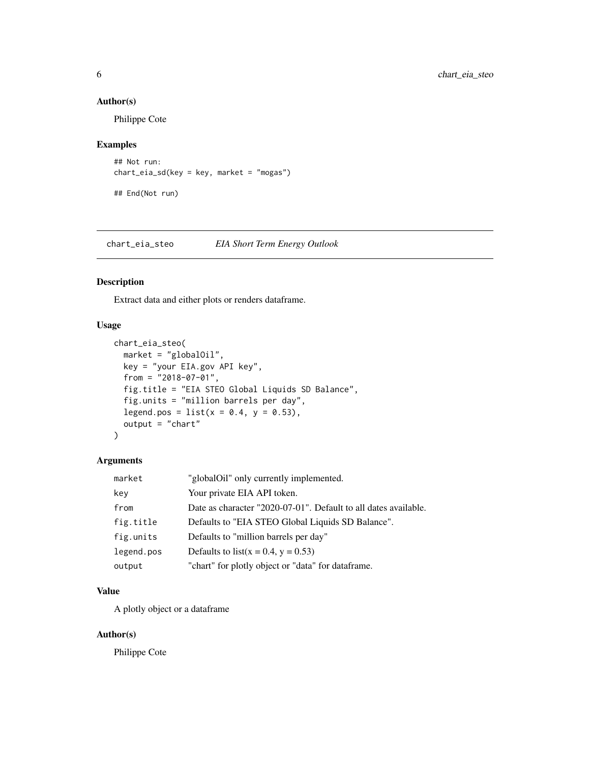### Author(s)

Philippe Cote

### Examples

```
## Not run:
chart_eia_sd(key = key, market = "mogas")

## End(Not run)
```

---

## chart_eia_steo *EIA Short Term Energy Outlook*

### Description

Extract data and either plots or renders dataframe.

### Usage

```
chart_eia_steo(
  market = "globalOil",
  key = "your EIA.gov API key",
  from = "2018-07-01",
  fig.title = "EIA STEO Global Liquids SD Balance",
  fig.units = "million barrels per day",
  legend.pos = list(x = 0.4, y = 0.53),
  output = "chart"
)
```

### Arguments

| | |
|---|---|
| market | "globalOil" only currently implemented. |
| key | Your private EIA API token. |
| from | Date as character "2020-07-01". Default to all dates available. |
| fig.title | Defaults to "EIA STEO Global Liquids SD Balance". |
| fig.units | Defaults to "million barrels per day" |
| legend.pos | Defaults to list(x = 0.4, y = 0.53) |
| output | "chart" for plotly object or "data" for dataframe. |

### Value

A plotly object or a dataframe

### Author(s)

Philippe Cote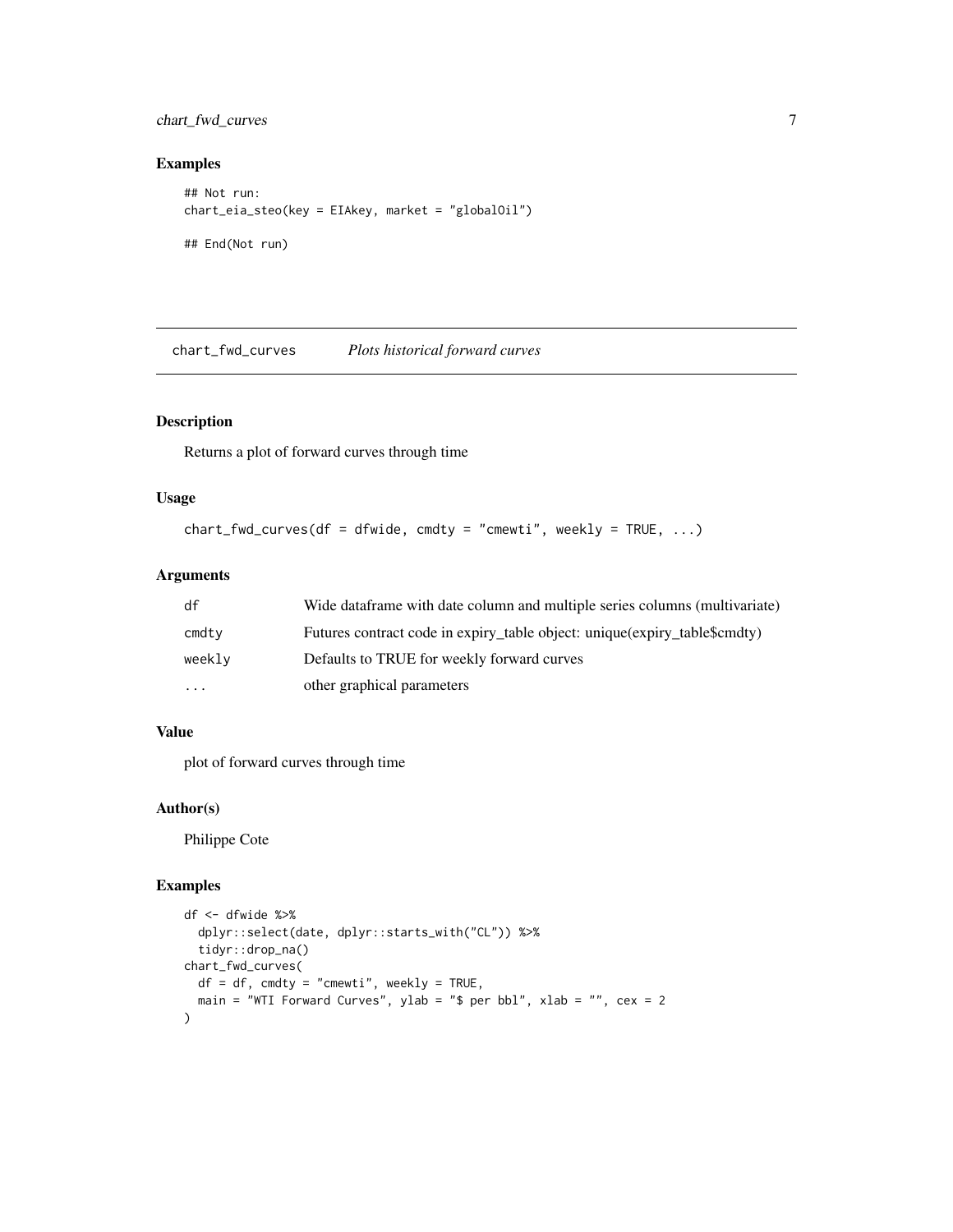## Examples

```
## Not run:
chart_eia_steo(key = EIAkey, market = "globalOil")

## End(Not run)
```

---

# chart_fwd_curves    *Plots historical forward curves*

---

## Description

Returns a plot of forward curves through time

## Usage

```
chart_fwd_curves(df = dfwide, cmdty = "cmewti", weekly = TRUE, ...)
```

## Arguments

| | |
|---|---|
| df | Wide dataframe with date column and multiple series columns (multivariate) |
| cmdty | Futures contract code in expiry_table object: unique(expiry_table$cmdty) |
| weekly | Defaults to TRUE for weekly forward curves |
| ... | other graphical parameters |

## Value

plot of forward curves through time

## Author(s)

Philippe Cote

## Examples

```
df <- dfwide %>%
  dplyr::select(date, dplyr::starts_with("CL")) %>%
  tidyr::drop_na()
chart_fwd_curves(
  df = df, cmdty = "cmewti", weekly = TRUE,
  main = "WTI Forward Curves", ylab = "$ per bbl", xlab = "", cex = 2
)
```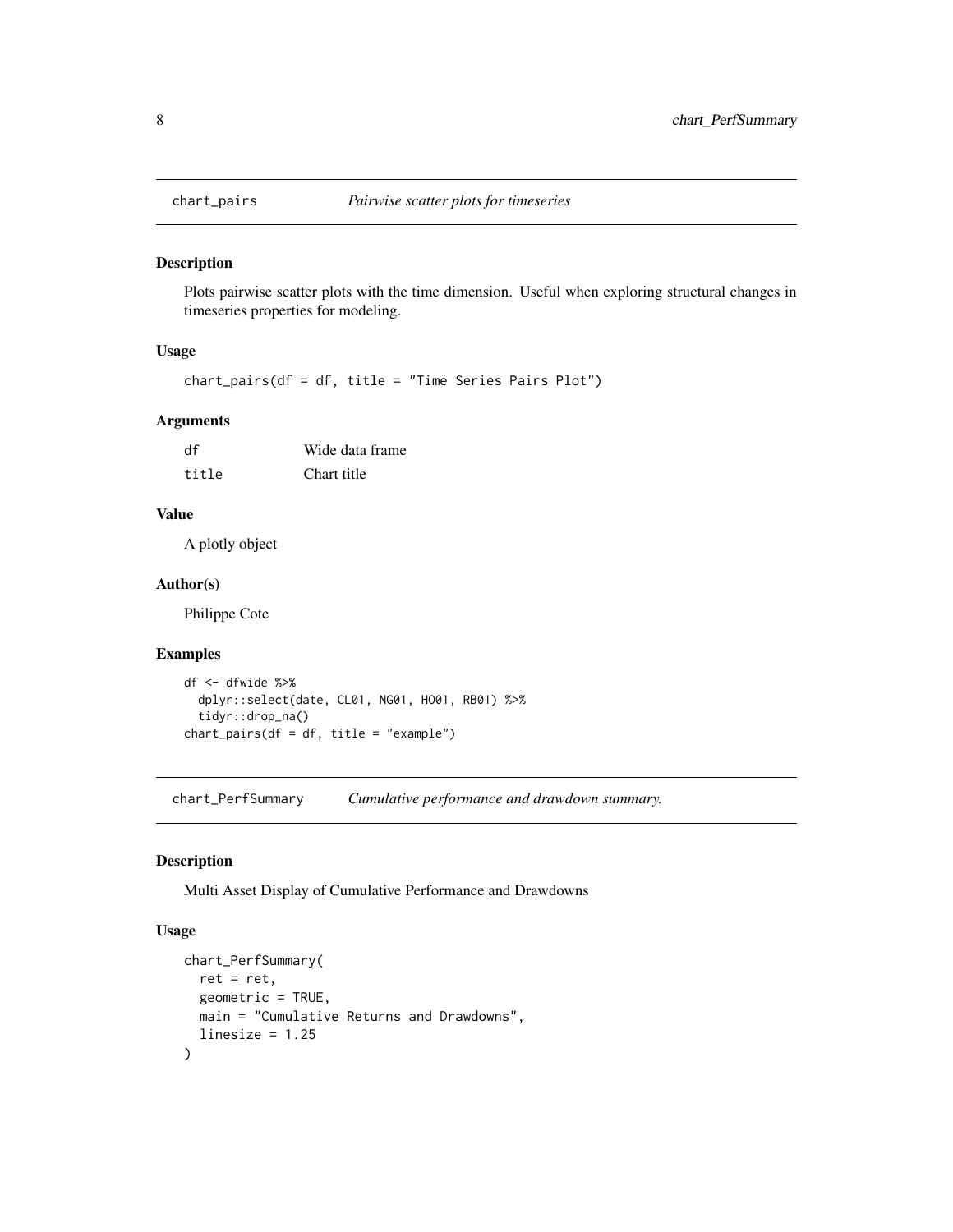## chart_pairs *Pairwise scatter plots for timeseries*

### Description

Plots pairwise scatter plots with the time dimension. Useful when exploring structural changes in timeseries properties for modeling.

### Usage

```
chart_pairs(df = df, title = "Time Series Pairs Plot")
```

### Arguments

| | |
|---|---|
| df | Wide data frame |
| title | Chart title |

### Value

A plotly object

### Author(s)

Philippe Cote

### Examples

```
df <- dfwide %>%
  dplyr::select(date, CL01, NG01, HO01, RB01) %>%
  tidyr::drop_na()
chart_pairs(df = df, title = "example")
```

## chart_PerfSummary *Cumulative performance and drawdown summary.*

### Description

Multi Asset Display of Cumulative Performance and Drawdowns

### Usage

```
chart_PerfSummary(
  ret = ret,
  geometric = TRUE,
  main = "Cumulative Returns and Drawdowns",
  linesize = 1.25
)
```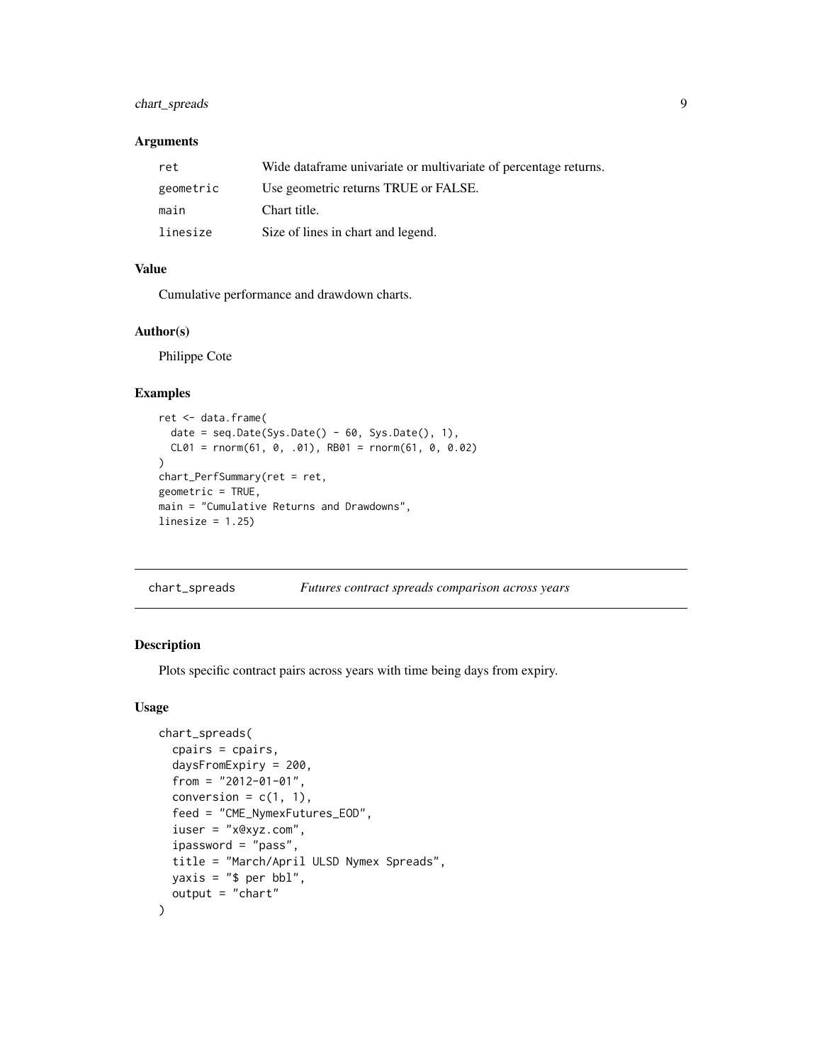### Arguments

| | |
|---|---|
| `ret` | Wide dataframe univariate or multivariate of percentage returns. |
| `geometric` | Use geometric returns TRUE or FALSE. |
| `main` | Chart title. |
| `linesize` | Size of lines in chart and legend. |

### Value

Cumulative performance and drawdown charts.

### Author(s)

Philippe Cote

### Examples

```
ret <- data.frame(
  date = seq.Date(Sys.Date() - 60, Sys.Date(), 1),
  CL01 = rnorm(61, 0, .01), RB01 = rnorm(61, 0, 0.02)
)
chart_PerfSummary(ret = ret,
geometric = TRUE,
main = "Cumulative Returns and Drawdowns",
linesize = 1.25)
```

---

## chart_spreads — *Futures contract spreads comparison across years*

### Description

Plots specific contract pairs across years with time being days from expiry.

### Usage

```
chart_spreads(
  cpairs = cpairs,
  daysFromExpiry = 200,
  from = "2012-01-01",
  conversion = c(1, 1),
  feed = "CME_NymexFutures_EOD",
  iuser = "x@xyz.com",
  ipassword = "pass",
  title = "March/April ULSD Nymex Spreads",
  yaxis = "$ per bbl",
  output = "chart"
)
```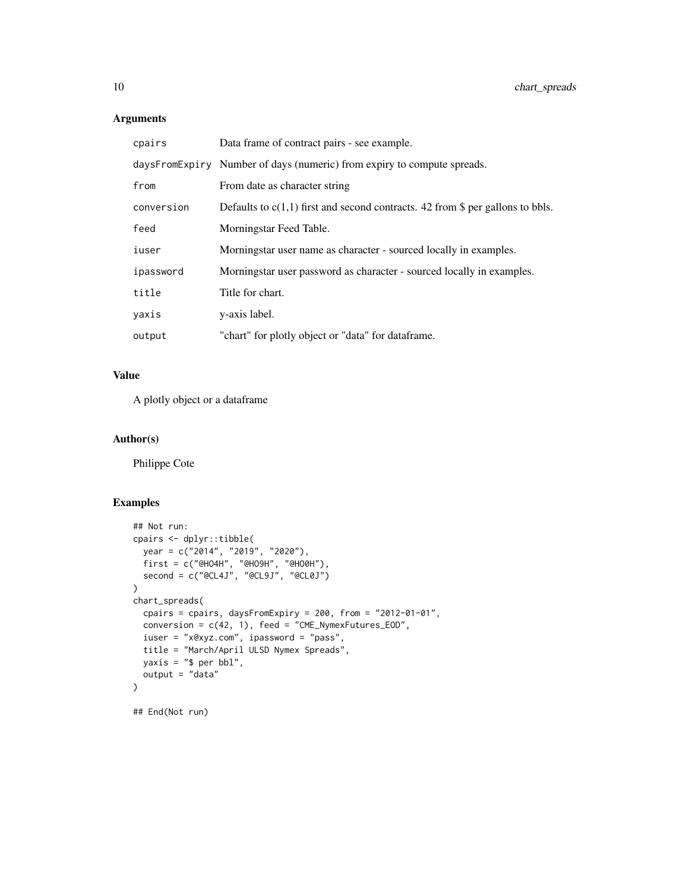## Arguments

| | |
|---|---|
| `cpairs` | Data frame of contract pairs - see example. |
| `daysFromExpiry` | Number of days (numeric) from expiry to compute spreads. |
| `from` | From date as character string |
| `conversion` | Defaults to c(1,1) first and second contracts. 42 from $ per gallons to bbls. |
| `feed` | Morningstar Feed Table. |
| `iuser` | Morningstar user name as character - sourced locally in examples. |
| `ipassword` | Morningstar user password as character - sourced locally in examples. |
| `title` | Title for chart. |
| `yaxis` | y-axis label. |
| `output` | "chart" for plotly object or "data" for dataframe. |

## Value

A plotly object or a dataframe

## Author(s)

Philippe Cote

## Examples

```
## Not run:
cpairs <- dplyr::tibble(
  year = c("2014", "2019", "2020"),
  first = c("@HO4H", "@HO9H", "@HO0H"),
  second = c("@CL4J", "@CL9J", "@CL0J")
)
chart_spreads(
  cpairs = cpairs, daysFromExpiry = 200, from = "2012-01-01",
  conversion = c(42, 1), feed = "CME_NymexFutures_EOD",
  iuser = "x@xyz.com", ipassword = "pass",
  title = "March/April ULSD Nymex Spreads",
  yaxis = "$ per bbl",
  output = "data"
)

## End(Not run)
```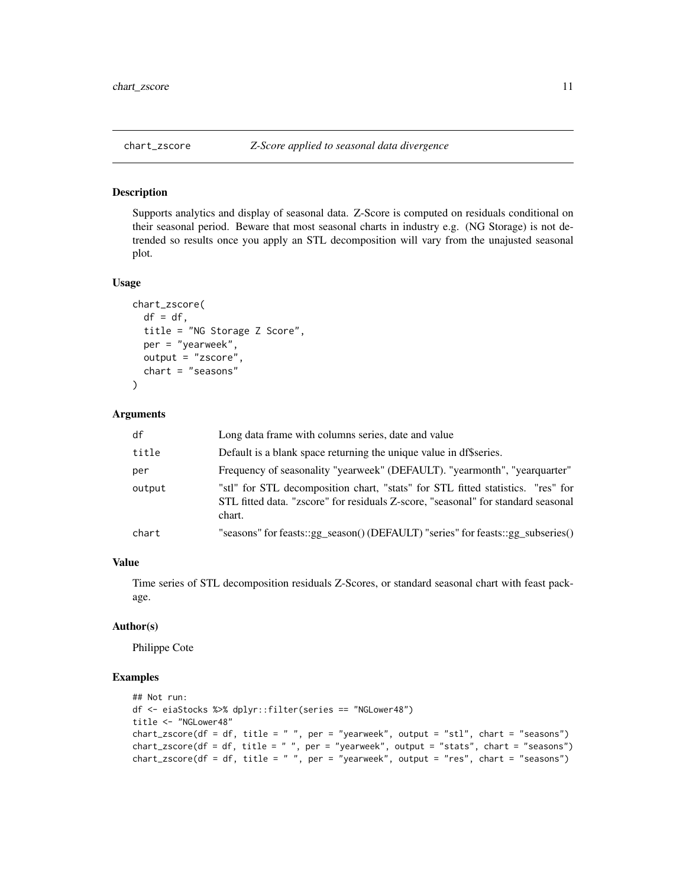## chart_zscore *Z-Score applied to seasonal data divergence*

### Description

Supports analytics and display of seasonal data. Z-Score is computed on residuals conditional on their seasonal period. Beware that most seasonal charts in industry e.g. (NG Storage) is not detrended so results once you apply an STL decomposition will vary from the unajusted seasonal plot.

### Usage

```
chart_zscore(
  df = df,
  title = "NG Storage Z Score",
  per = "yearweek",
  output = "zscore",
  chart = "seasons"
)
```

### Arguments

| | |
|---|---|
| df | Long data frame with columns series, date and value |
| title | Default is a blank space returning the unique value in df$series. |
| per | Frequency of seasonality "yearweek" (DEFAULT). "yearmonth", "yearquarter" |
| output | "stl" for STL decomposition chart, "stats" for STL fitted statistics. "res" for STL fitted data. "zscore" for residuals Z-score, "seasonal" for standard seasonal chart. |
| chart | "seasons" for feasts::gg_season() (DEFAULT) "series" for feasts::gg_subseries() |

### Value

Time series of STL decomposition residuals Z-Scores, or standard seasonal chart with feast package.

### Author(s)

Philippe Cote

### Examples

```
## Not run:
df <- eiaStocks %>% dplyr::filter(series == "NGLower48")
title <- "NGLower48"
chart_zscore(df = df, title = " ", per = "yearweek", output = "stl", chart = "seasons")
chart_zscore(df = df, title = " ", per = "yearweek", output = "stats", chart = "seasons")
chart_zscore(df = df, title = " ", per = "yearweek", output = "res", chart = "seasons")
```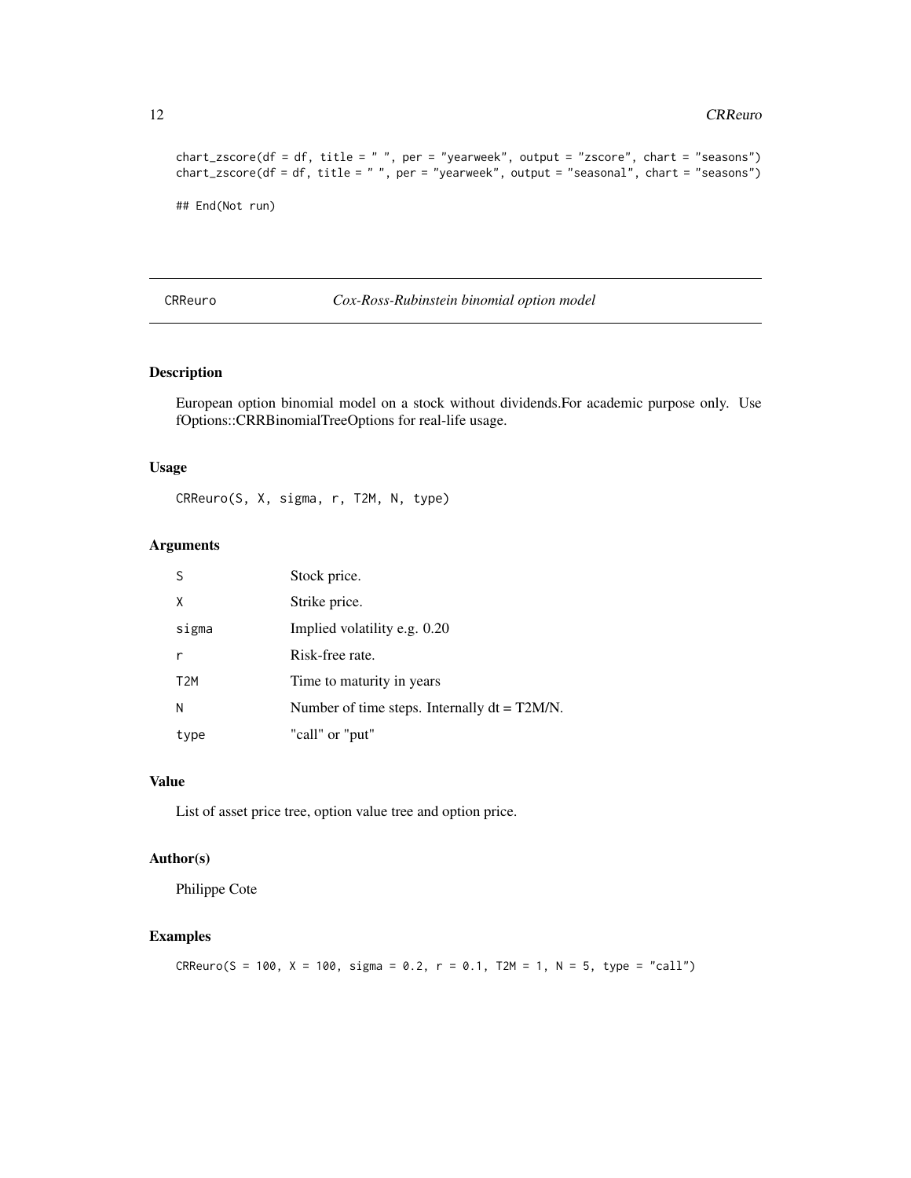```
chart_zscore(df = df, title = " ", per = "yearweek", output = "zscore", chart = "seasons")
chart_zscore(df = df, title = " ", per = "yearweek", output = "seasonal", chart = "seasons")

## End(Not run)
```

---

## CRReuro — *Cox-Ross-Rubinstein binomial option model*

---

### Description

European option binomial model on a stock without dividends.For academic purpose only. Use fOptions::CRRBinomialTreeOptions for real-life usage.

### Usage

```
CRReuro(S, X, sigma, r, T2M, N, type)
```

### Arguments

| | |
|---|---|
| S | Stock price. |
| X | Strike price. |
| sigma | Implied volatility e.g. 0.20 |
| r | Risk-free rate. |
| T2M | Time to maturity in years |
| N | Number of time steps. Internally dt = T2M/N. |
| type | "call" or "put" |

### Value

List of asset price tree, option value tree and option price.

### Author(s)

Philippe Cote

### Examples

```
CRReuro(S = 100, X = 100, sigma = 0.2, r = 0.1, T2M = 1, N = 5, type = "call")
```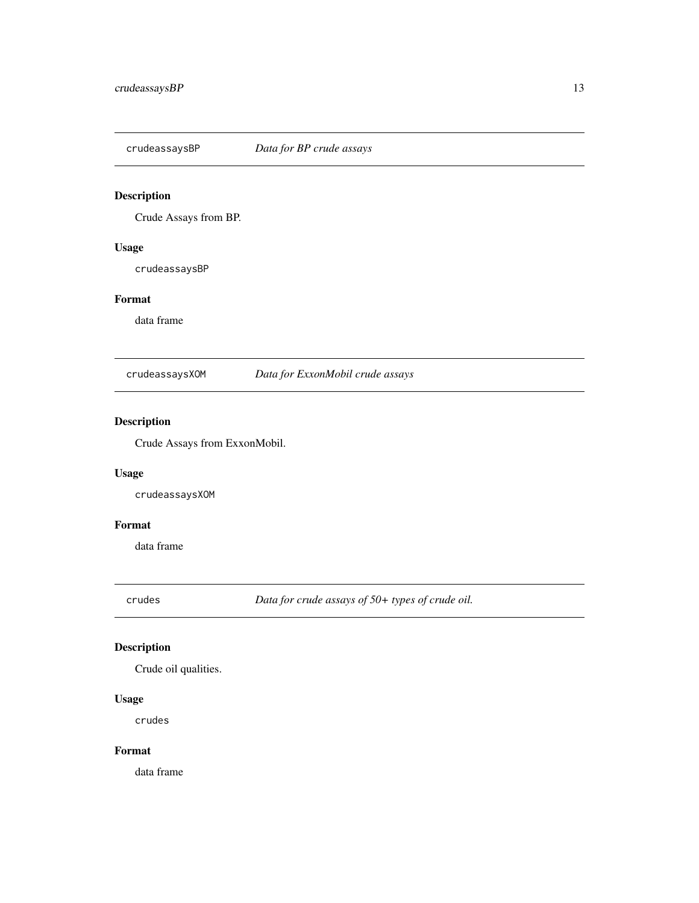## crudeassaysBP *Data for BP crude assays*

### Description

Crude Assays from BP.

### Usage

```
crudeassaysBP
```

### Format

data frame

## crudeassaysXOM *Data for ExxonMobil crude assays*

### Description

Crude Assays from ExxonMobil.

### Usage

```
crudeassaysXOM
```

### Format

data frame

## crudes *Data for crude assays of 50+ types of crude oil.*

### Description

Crude oil qualities.

### Usage

```
crudes
```

### Format

data frame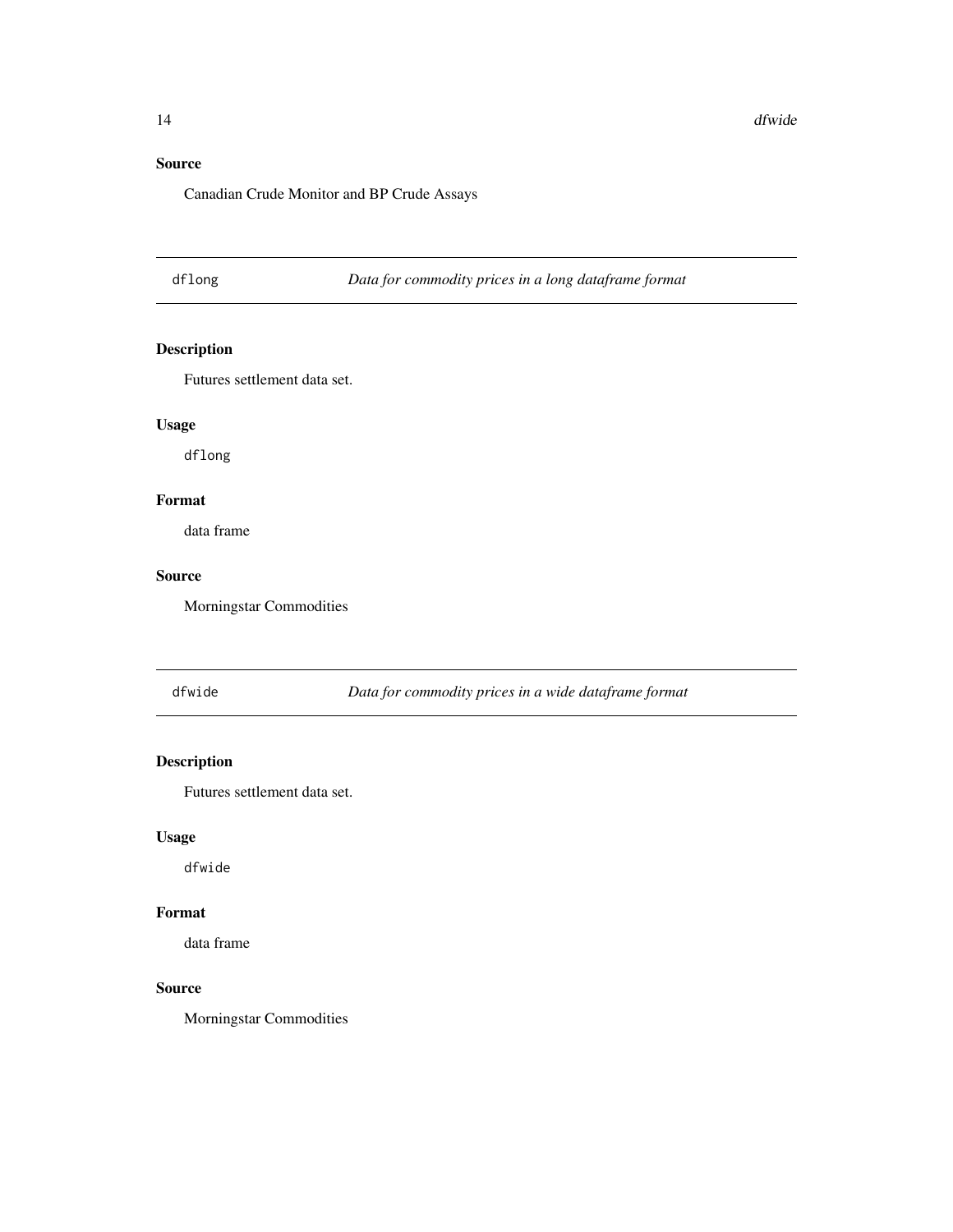## Source

Canadian Crude Monitor and BP Crude Assays

---

`dflong` *Data for commodity prices in a long dataframe format*

---

## Description

Futures settlement data set.

## Usage

```
dflong
```

## Format

data frame

## Source

Morningstar Commodities

---

`dfwide` *Data for commodity prices in a wide dataframe format*

---

## Description

Futures settlement data set.

## Usage

```
dfwide
```

## Format

data frame

## Source

Morningstar Commodities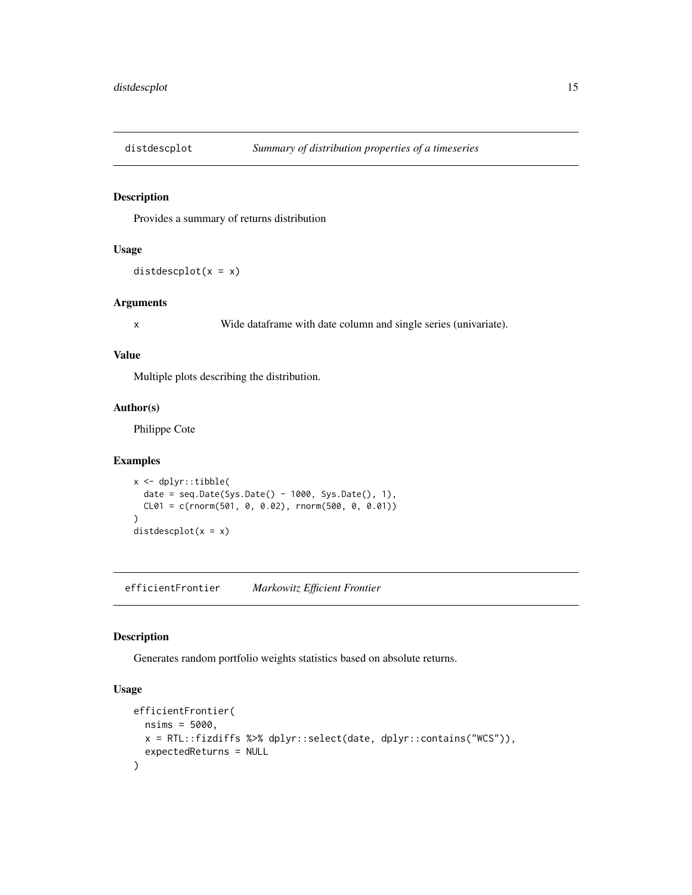## distdescplot — *Summary of distribution properties of a timeseries*

### Description

Provides a summary of returns distribution

### Usage

```
distdescplot(x = x)
```

### Arguments

| | |
|---|---|
| x | Wide dataframe with date column and single series (univariate). |

### Value

Multiple plots describing the distribution.

### Author(s)

Philippe Cote

### Examples

```
x <- dplyr::tibble(
  date = seq.Date(Sys.Date() - 1000, Sys.Date(), 1),
  CL01 = c(rnorm(501, 0, 0.02), rnorm(500, 0, 0.01))
)
distdescplot(x = x)
```

## efficientFrontier — *Markowitz Efficient Frontier*

### Description

Generates random portfolio weights statistics based on absolute returns.

### Usage

```
efficientFrontier(
  nsims = 5000,
  x = RTL::fizdiffs %>% dplyr::select(date, dplyr::contains("WCS")),
  expectedReturns = NULL
)
```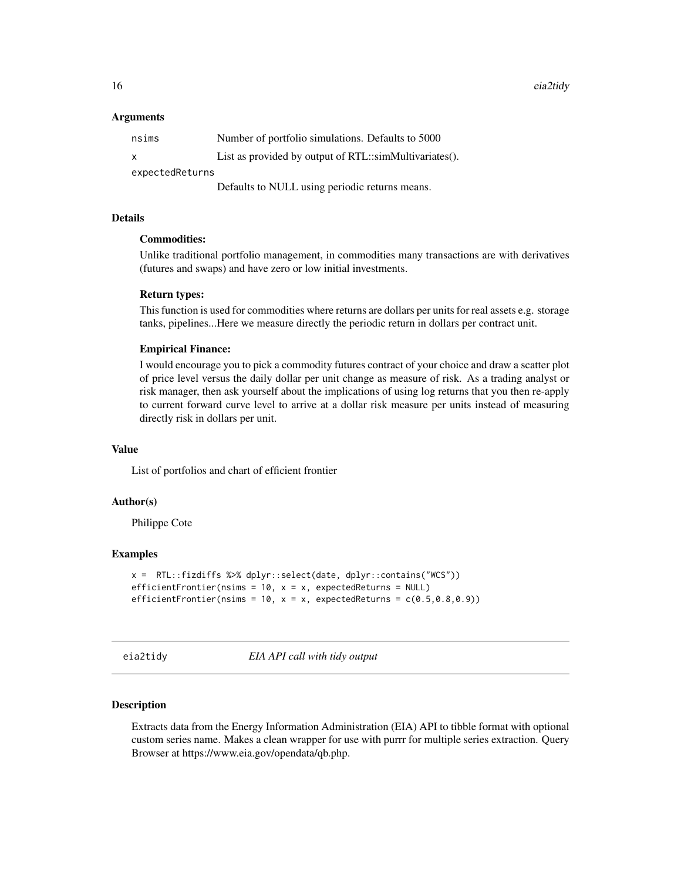### Arguments

| | |
|---|---|
| nsims | Number of portfolio simulations. Defaults to 5000 |
| x | List as provided by output of RTL::simMultivariates(). |
| expectedReturns | Defaults to NULL using periodic returns means. |

### Details

**Commodities:**

Unlike traditional portfolio management, in commodities many transactions are with derivatives (futures and swaps) and have zero or low initial investments.

**Return types:**

This function is used for commodities where returns are dollars per units for real assets e.g. storage tanks, pipelines...Here we measure directly the periodic return in dollars per contract unit.

**Empirical Finance:**

I would encourage you to pick a commodity futures contract of your choice and draw a scatter plot of price level versus the daily dollar per unit change as measure of risk. As a trading analyst or risk manager, then ask yourself about the implications of using log returns that you then re-apply to current forward curve level to arrive at a dollar risk measure per units instead of measuring directly risk in dollars per unit.

### Value

List of portfolios and chart of efficient frontier

### Author(s)

Philippe Cote

### Examples

```
x =  RTL::fizdiffs %>% dplyr::select(date, dplyr::contains("WCS"))
efficientFrontier(nsims = 10, x = x, expectedReturns = NULL)
efficientFrontier(nsims = 10, x = x, expectedReturns = c(0.5,0.8,0.9))
```

---

## eia2tidy — *EIA API call with tidy output*

### Description

Extracts data from the Energy Information Administration (EIA) API to tibble format with optional custom series name. Makes a clean wrapper for use with purrr for multiple series extraction. Query Browser at https://www.eia.gov/opendata/qb.php.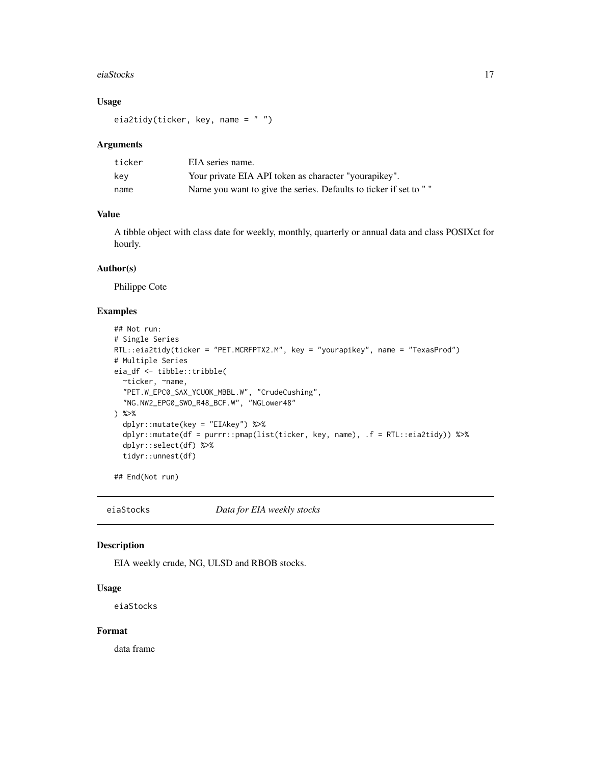### Usage

```
eia2tidy(ticker, key, name = " ")
```

### Arguments

| | |
|---|---|
| ticker | EIA series name. |
| key | Your private EIA API token as character "yourapikey". |
| name | Name you want to give the series. Defaults to ticker if set to " " |

### Value

A tibble object with class date for weekly, monthly, quarterly or annual data and class POSIXct for hourly.

### Author(s)

Philippe Cote

### Examples

```
## Not run:
# Single Series
RTL::eia2tidy(ticker = "PET.MCRFPTX2.M", key = "yourapikey", name = "TexasProd")
# Multiple Series
eia_df <- tibble::tribble(
  ~ticker, ~name,
  "PET.W_EPC0_SAX_YCUOK_MBBL.W", "CrudeCushing",
  "NG.NW2_EPG0_SWO_R48_BCF.W", "NGLower48"
) %>%
  dplyr::mutate(key = "EIAkey") %>%
  dplyr::mutate(df = purrr::pmap(list(ticker, key, name), .f = RTL::eia2tidy)) %>%
  dplyr::select(df) %>%
  tidyr::unnest(df)

## End(Not run)
```

## eiaStocks *Data for EIA weekly stocks*

### Description

EIA weekly crude, NG, ULSD and RBOB stocks.

### Usage

```
eiaStocks
```

### Format

data frame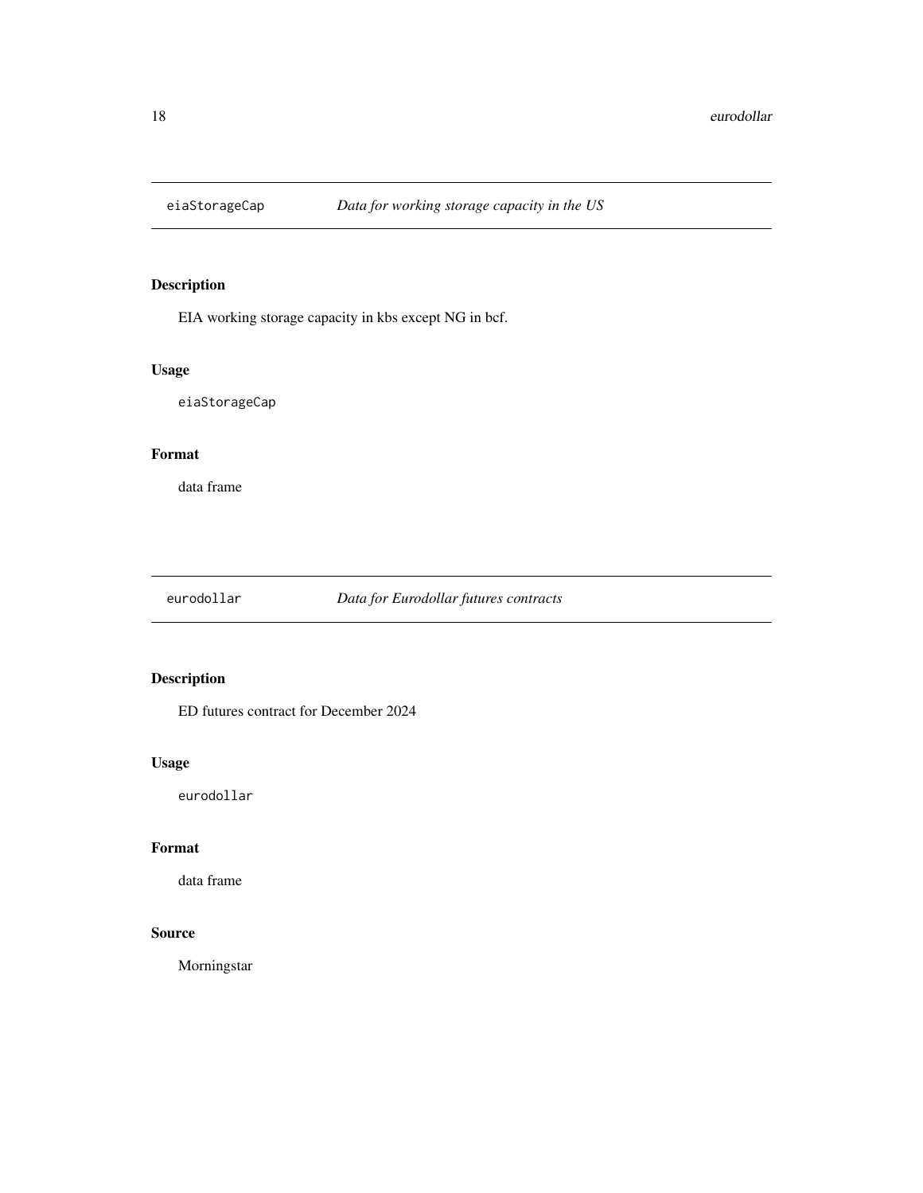## eiaStorageCap — *Data for working storage capacity in the US*

### Description

EIA working storage capacity in kbs except NG in bcf.

### Usage

```
eiaStorageCap
```

### Format

data frame

## eurodollar — *Data for Eurodollar futures contracts*

### Description

ED futures contract for December 2024

### Usage

```
eurodollar
```

### Format

data frame

### Source

Morningstar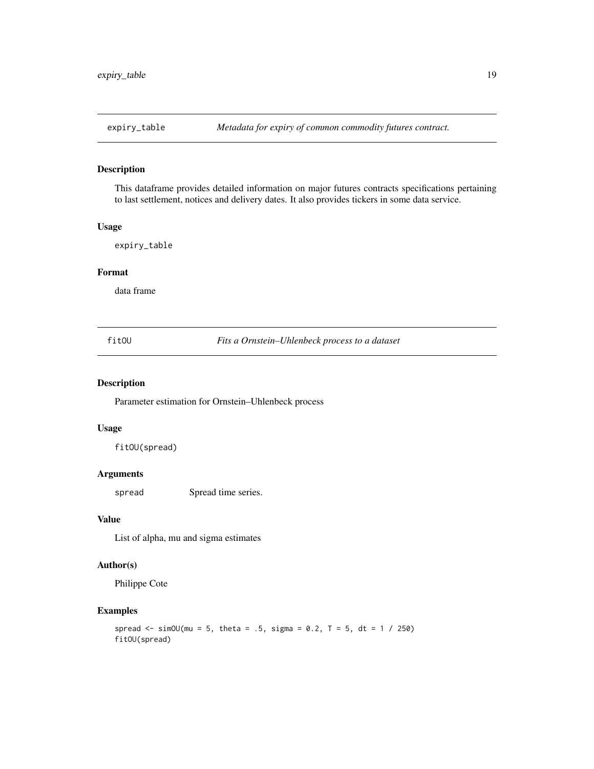## expiry_table — *Metadata for expiry of common commodity futures contract.*

### Description

This dataframe provides detailed information on major futures contracts specifications pertaining to last settlement, notices and delivery dates. It also provides tickers in some data service.

### Usage

```
expiry_table
```

### Format

data frame

## fitOU — *Fits a Ornstein–Uhlenbeck process to a dataset*

### Description

Parameter estimation for Ornstein–Uhlenbeck process

### Usage

```
fitOU(spread)
```

### Arguments

| | |
|---|---|
| spread | Spread time series. |

### Value

List of alpha, mu and sigma estimates

### Author(s)

Philippe Cote

### Examples

```
spread <- simOU(mu = 5, theta = .5, sigma = 0.2, T = 5, dt = 1 / 250)
fitOU(spread)
```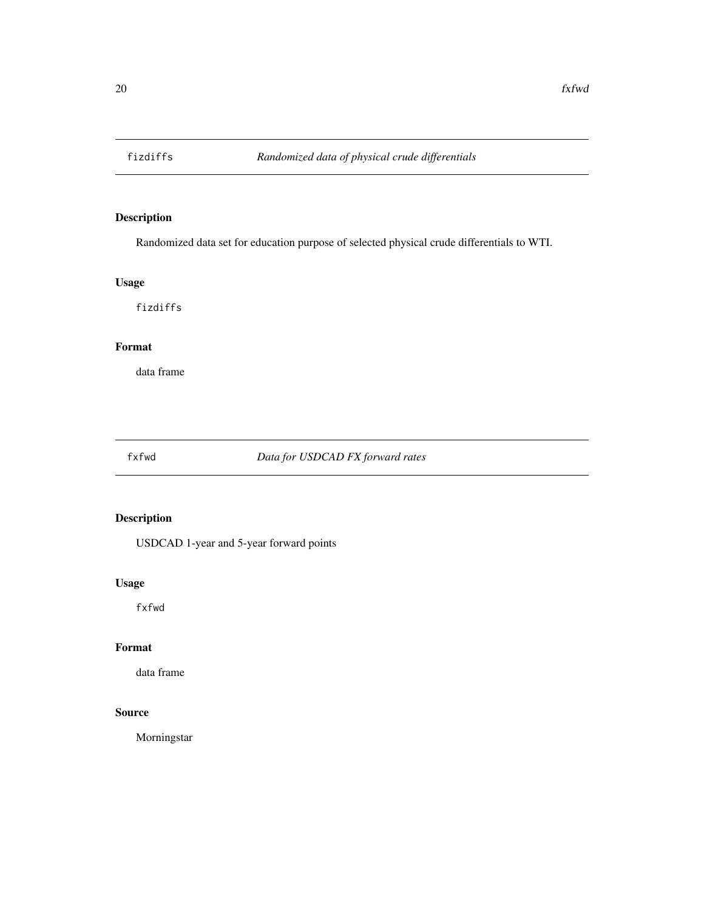## fizdiffs *Randomized data of physical crude differentials*

### Description

Randomized data set for education purpose of selected physical crude differentials to WTI.

### Usage

```
fizdiffs
```

### Format

data frame

## fxfwd *Data for USDCAD FX forward rates*

### Description

USDCAD 1-year and 5-year forward points

### Usage

```
fxfwd
```

### Format

data frame

### Source

Morningstar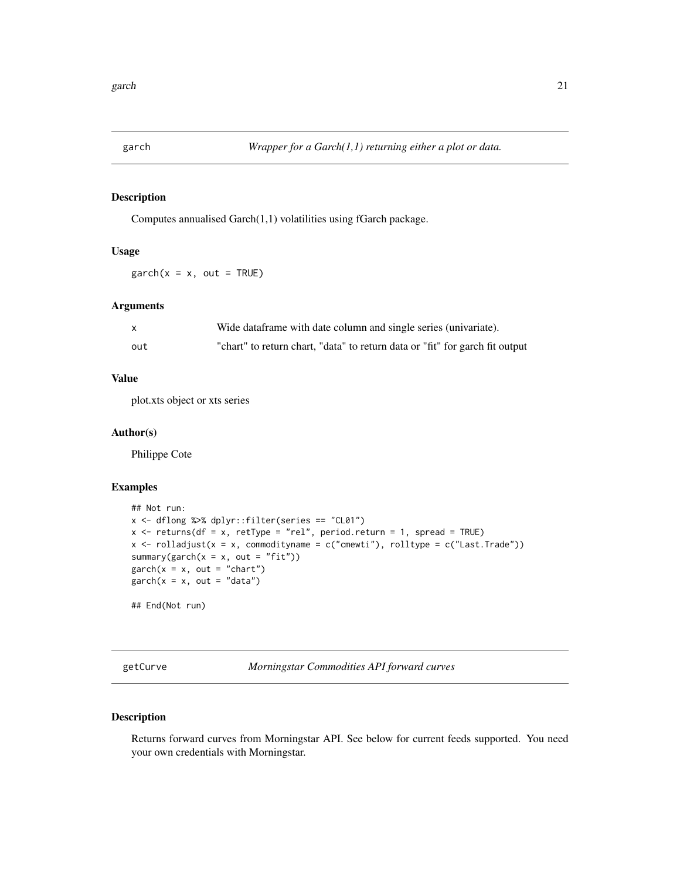## garch — *Wrapper for a Garch(1,1) returning either a plot or data.*

### Description

Computes annualised Garch(1,1) volatilities using fGarch package.

### Usage

```
garch(x = x, out = TRUE)
```

### Arguments

| | |
|---|---|
| x | Wide dataframe with date column and single series (univariate). |
| out | "chart" to return chart, "data" to return data or "fit" for garch fit output |

### Value

plot.xts object or xts series

### Author(s)

Philippe Cote

### Examples

```
## Not run:
x <- dflong %>% dplyr::filter(series == "CL01")
x <- returns(df = x, retType = "rel", period.return = 1, spread = TRUE)
x <- rolladjust(x = x, commodityname = c("cmewti"), rolltype = c("Last.Trade"))
summary(garch(x = x, out = "fit"))
garch(x = x, out = "chart")
garch(x = x, out = "data")

## End(Not run)
```

## getCurve — *Morningstar Commodities API forward curves*

### Description

Returns forward curves from Morningstar API. See below for current feeds supported. You need your own credentials with Morningstar.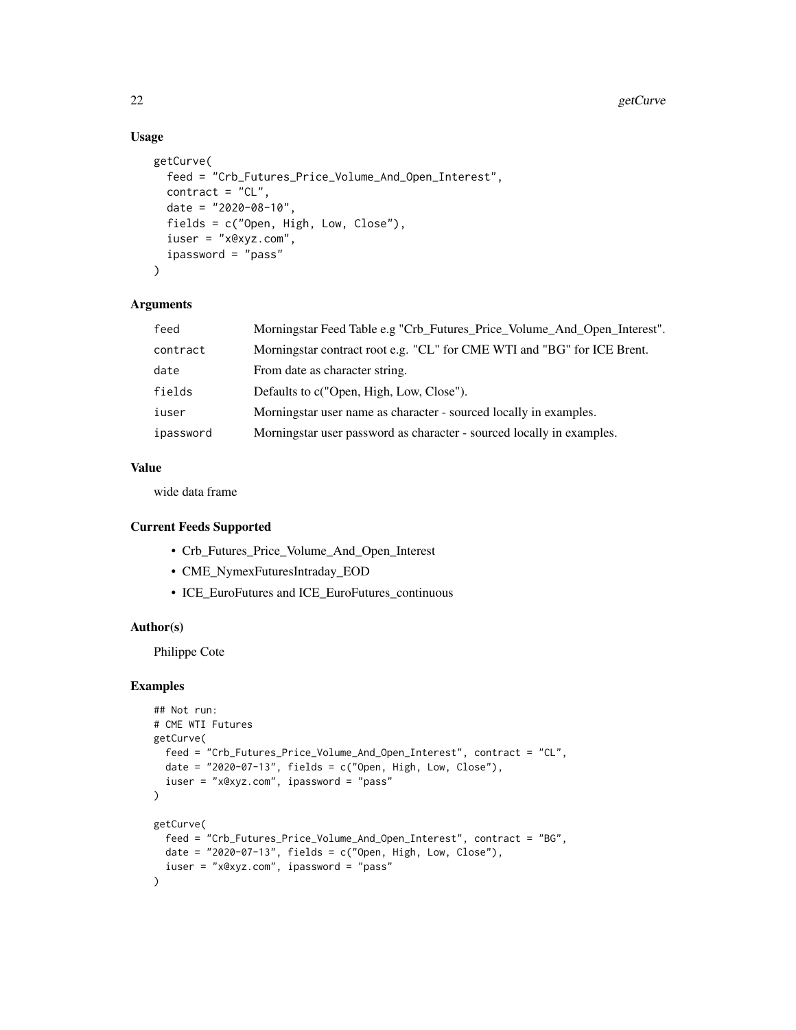### Usage

```
getCurve(
  feed = "Crb_Futures_Price_Volume_And_Open_Interest",
  contract = "CL",
  date = "2020-08-10",
  fields = c("Open, High, Low, Close"),
  iuser = "x@xyz.com",
  ipassword = "pass"
)
```

### Arguments

| | |
|---|---|
| feed | Morningstar Feed Table e.g "Crb_Futures_Price_Volume_And_Open_Interest". |
| contract | Morningstar contract root e.g. "CL" for CME WTI and "BG" for ICE Brent. |
| date | From date as character string. |
| fields | Defaults to c("Open, High, Low, Close"). |
| iuser | Morningstar user name as character - sourced locally in examples. |
| ipassword | Morningstar user password as character - sourced locally in examples. |

### Value

wide data frame

### Current Feeds Supported

- Crb_Futures_Price_Volume_And_Open_Interest
- CME_NymexFuturesIntraday_EOD
- ICE_EuroFutures and ICE_EuroFutures_continuous

### Author(s)

Philippe Cote

### Examples

```
## Not run:
# CME WTI Futures
getCurve(
  feed = "Crb_Futures_Price_Volume_And_Open_Interest", contract = "CL",
  date = "2020-07-13", fields = c("Open, High, Low, Close"),
  iuser = "x@xyz.com", ipassword = "pass"
)

getCurve(
  feed = "Crb_Futures_Price_Volume_And_Open_Interest", contract = "BG",
  date = "2020-07-13", fields = c("Open, High, Low, Close"),
  iuser = "x@xyz.com", ipassword = "pass"
)
```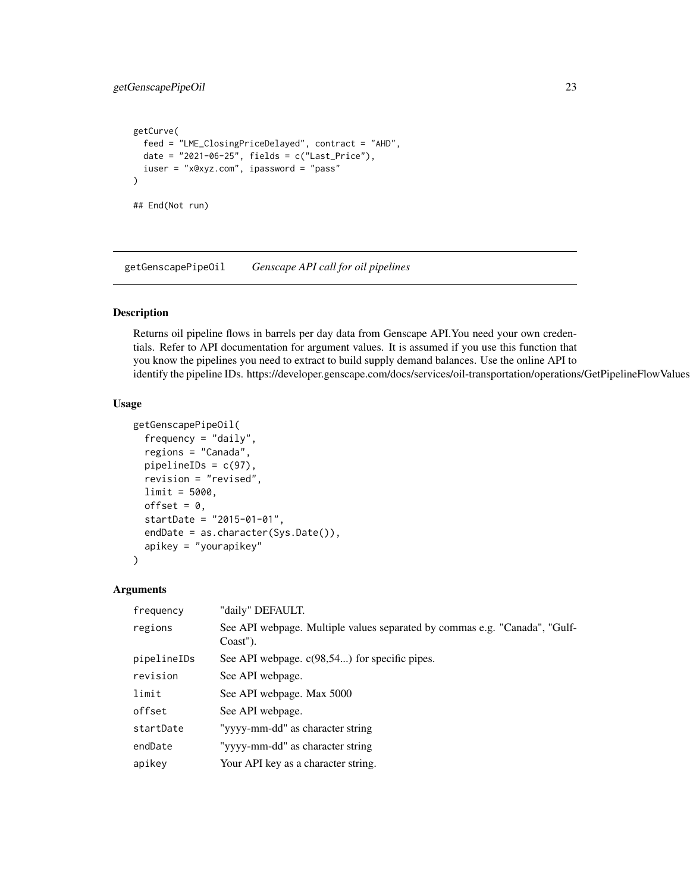```
getCurve(
  feed = "LME_ClosingPriceDelayed", contract = "AHD",
  date = "2021-06-25", fields = c("Last_Price"),
  iuser = "x@xyz.com", ipassword = "pass"
)

## End(Not run)
```

## getGenscapePipeOil — *Genscape API call for oil pipelines*

### Description

Returns oil pipeline flows in barrels per day data from Genscape API.You need your own credentials. Refer to API documentation for argument values. It is assumed if you use this function that you know the pipelines you need to extract to build supply demand balances. Use the online API to identify the pipeline IDs. https://developer.genscape.com/docs/services/oil-transportation/operations/GetPipelineFlowValues

### Usage

```
getGenscapePipeOil(
  frequency = "daily",
  regions = "Canada",
  pipelineIDs = c(97),
  revision = "revised",
  limit = 5000,
  offset = 0,
  startDate = "2015-01-01",
  endDate = as.character(Sys.Date()),
  apikey = "yourapikey"
)
```

### Arguments

| | |
|---|---|
| frequency | "daily" DEFAULT. |
| regions | See API webpage. Multiple values separated by commas e.g. "Canada", "GulfCoast"). |
| pipelineIDs | See API webpage. c(98,54...) for specific pipes. |
| revision | See API webpage. |
| limit | See API webpage. Max 5000 |
| offset | See API webpage. |
| startDate | "yyyy-mm-dd" as character string |
| endDate | "yyyy-mm-dd" as character string |
| apikey | Your API key as a character string. |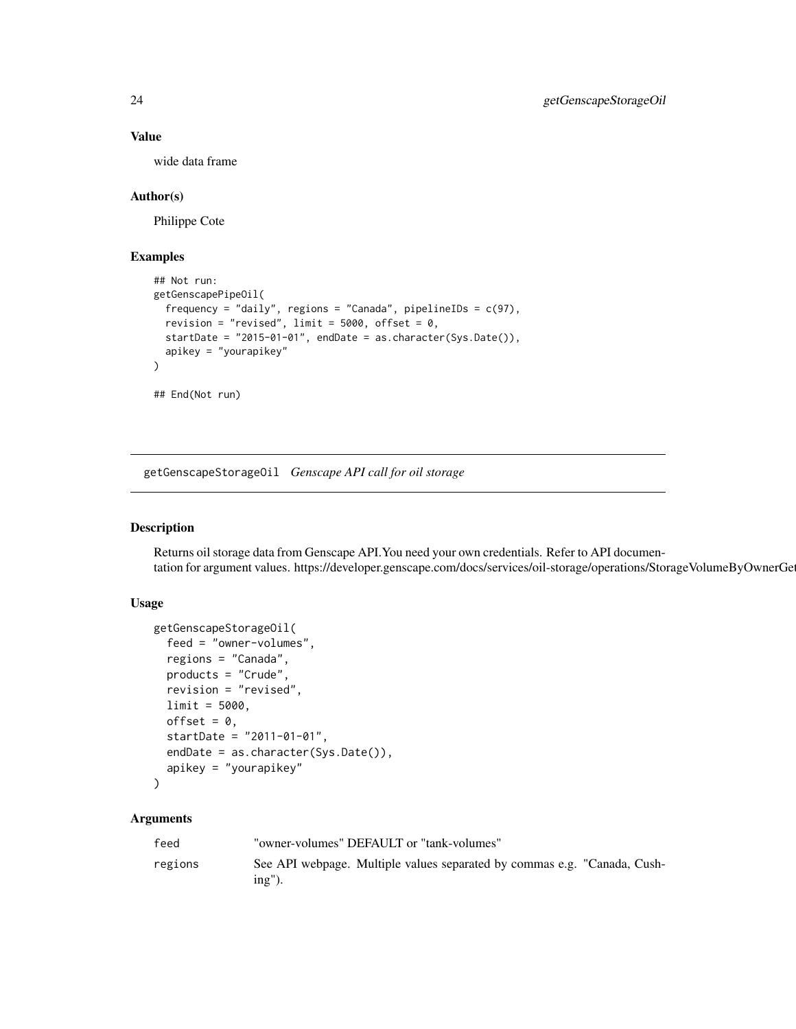### Value

wide data frame

### Author(s)

Philippe Cote

### Examples

```
## Not run:
getGenscapePipeOil(
  frequency = "daily", regions = "Canada", pipelineIDs = c(97),
  revision = "revised", limit = 5000, offset = 0,
  startDate = "2015-01-01", endDate = as.character(Sys.Date()),
  apikey = "yourapikey"
)

## End(Not run)
```

---

## getGenscapeStorageOil *Genscape API call for oil storage*

### Description

Returns oil storage data from Genscape API.You need your own credentials. Refer to API documentation for argument values. https://developer.genscape.com/docs/services/oil-storage/operations/StorageVolumeByOwnerGet

### Usage

```
getGenscapeStorageOil(
  feed = "owner-volumes",
  regions = "Canada",
  products = "Crude",
  revision = "revised",
  limit = 5000,
  offset = 0,
  startDate = "2011-01-01",
  endDate = as.character(Sys.Date()),
  apikey = "yourapikey"
)
```

### Arguments

| | |
|---|---|
| feed | "owner-volumes" DEFAULT or "tank-volumes" |
| regions | See API webpage. Multiple values separated by commas e.g. "Canada, Cushing"). |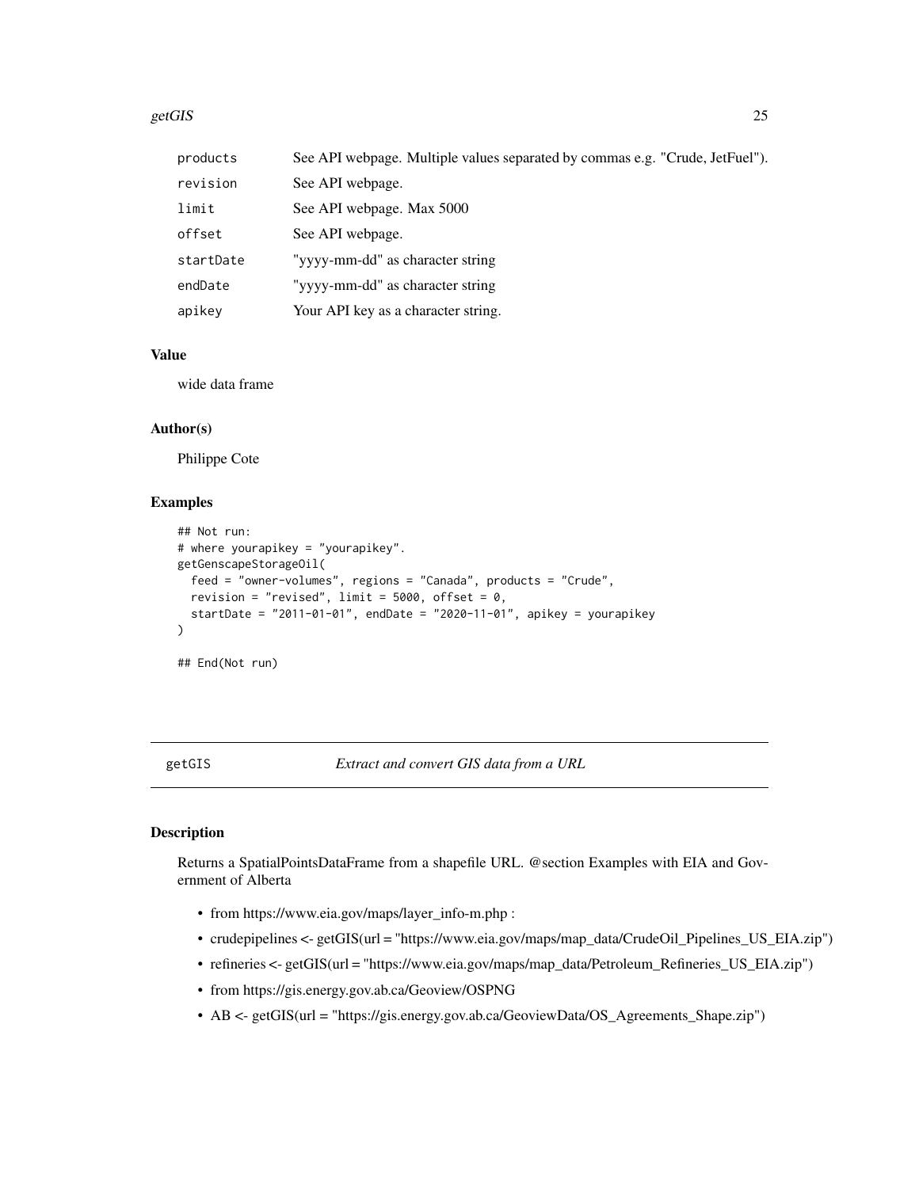| | |
|---|---|
| products | See API webpage. Multiple values separated by commas e.g. "Crude, JetFuel"). |
| revision | See API webpage. |
| limit | See API webpage. Max 5000 |
| offset | See API webpage. |
| startDate | "yyyy-mm-dd" as character string |
| endDate | "yyyy-mm-dd" as character string |
| apikey | Your API key as a character string. |

### Value

wide data frame

### Author(s)

Philippe Cote

### Examples

```
## Not run:
# where yourapikey = "yourapikey".
getGenscapeStorageOil(
  feed = "owner-volumes", regions = "Canada", products = "Crude",
  revision = "revised", limit = 5000, offset = 0,
  startDate = "2011-01-01", endDate = "2020-11-01", apikey = yourapikey
)

## End(Not run)
```

---

## getGIS *Extract and convert GIS data from a URL*

### Description

Returns a SpatialPointsDataFrame from a shapefile URL. @section Examples with EIA and Government of Alberta

- from https://www.eia.gov/maps/layer_info-m.php :
- crudepipelines <- getGIS(url = "https://www.eia.gov/maps/map_data/CrudeOil_Pipelines_US_EIA.zip")
- refineries <- getGIS(url = "https://www.eia.gov/maps/map_data/Petroleum_Refineries_US_EIA.zip")
- from https://gis.energy.gov.ab.ca/Geoview/OSPNG
- AB <- getGIS(url = "https://gis.energy.gov.ab.ca/GeoviewData/OS_Agreements_Shape.zip")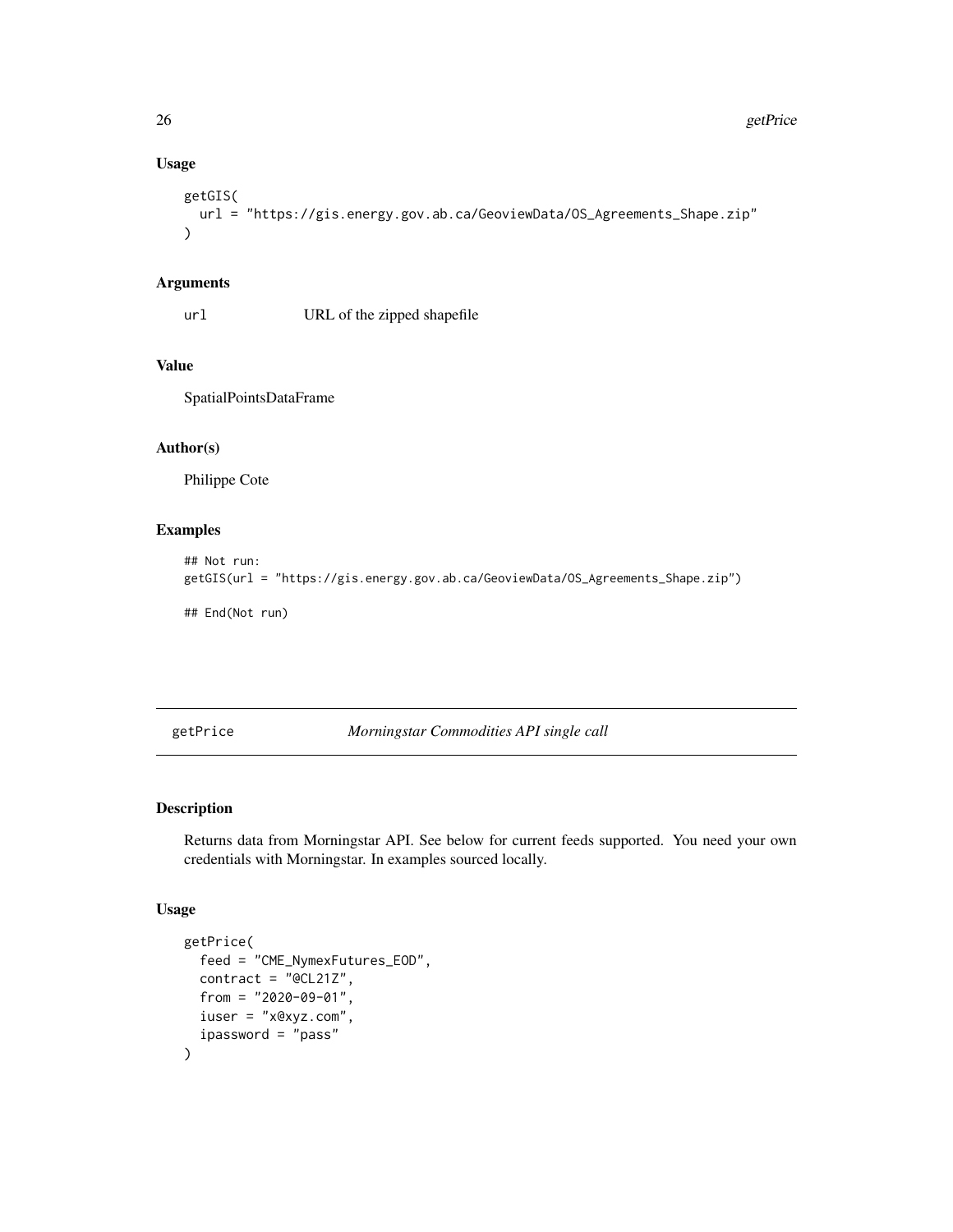### Usage

```
getGIS(
  url = "https://gis.energy.gov.ab.ca/GeoviewData/OS_Agreements_Shape.zip"
)
```

### Arguments

`url` URL of the zipped shapefile

### Value

SpatialPointsDataFrame

### Author(s)

Philippe Cote

### Examples

```
## Not run:
getGIS(url = "https://gis.energy.gov.ab.ca/GeoviewData/OS_Agreements_Shape.zip")

## End(Not run)
```

---

## getPrice *Morningstar Commodities API single call*

### Description

Returns data from Morningstar API. See below for current feeds supported. You need your own credentials with Morningstar. In examples sourced locally.

### Usage

```
getPrice(
  feed = "CME_NymexFutures_EOD",
  contract = "@CL21Z",
  from = "2020-09-01",
  iuser = "x@xyz.com",
  ipassword = "pass"
)
```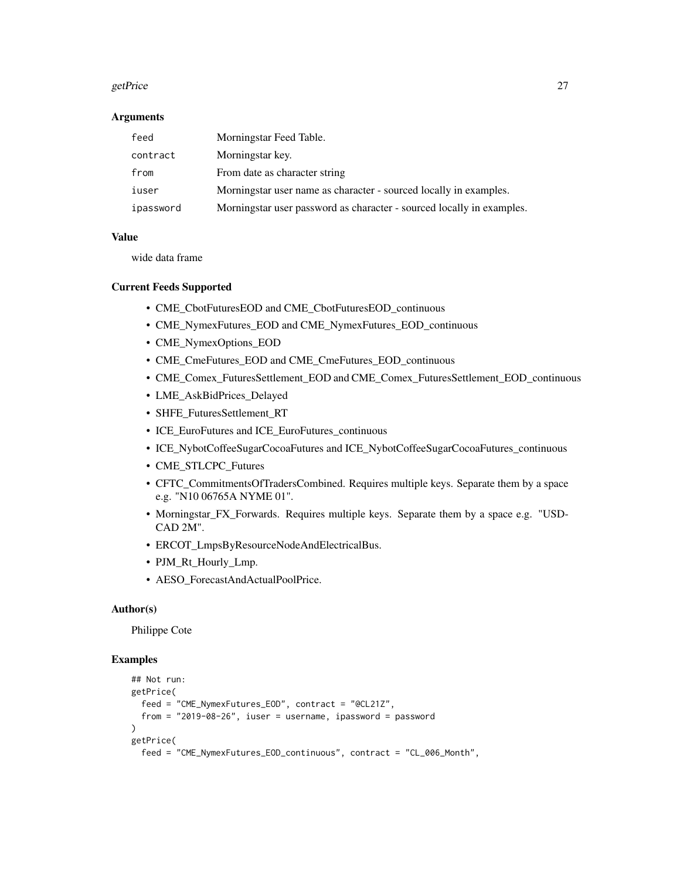### Arguments

| | |
|---|---|
| feed | Morningstar Feed Table. |
| contract | Morningstar key. |
| from | From date as character string |
| iuser | Morningstar user name as character - sourced locally in examples. |
| ipassword | Morningstar user password as character - sourced locally in examples. |

### Value

wide data frame

### Current Feeds Supported

- CME_CbotFuturesEOD and CME_CbotFuturesEOD_continuous
- CME_NymexFutures_EOD and CME_NymexFutures_EOD_continuous
- CME_NymexOptions_EOD
- CME_CmeFutures_EOD and CME_CmeFutures_EOD_continuous
- CME_Comex_FuturesSettlement_EOD and CME_Comex_FuturesSettlement_EOD_continuous
- LME_AskBidPrices_Delayed
- SHFE_FuturesSettlement_RT
- ICE_EuroFutures and ICE_EuroFutures_continuous
- ICE_NybotCoffeeSugarCocoaFutures and ICE_NybotCoffeeSugarCocoaFutures_continuous
- CME_STLCPC_Futures
- CFTC_CommitmentsOfTradersCombined. Requires multiple keys. Separate them by a space e.g. "N10 06765A NYME 01".
- Morningstar_FX_Forwards. Requires multiple keys. Separate them by a space e.g. "USDCAD 2M".
- ERCOT_LmpsByResourceNodeAndElectricalBus.
- PJM_Rt_Hourly_Lmp.
- AESO_ForecastAndActualPoolPrice.

### Author(s)

Philippe Cote

### Examples

```
## Not run:
getPrice(
  feed = "CME_NymexFutures_EOD", contract = "@CL21Z",
  from = "2019-08-26", iuser = username, ipassword = password
)
getPrice(
  feed = "CME_NymexFutures_EOD_continuous", contract = "CL_006_Month",
```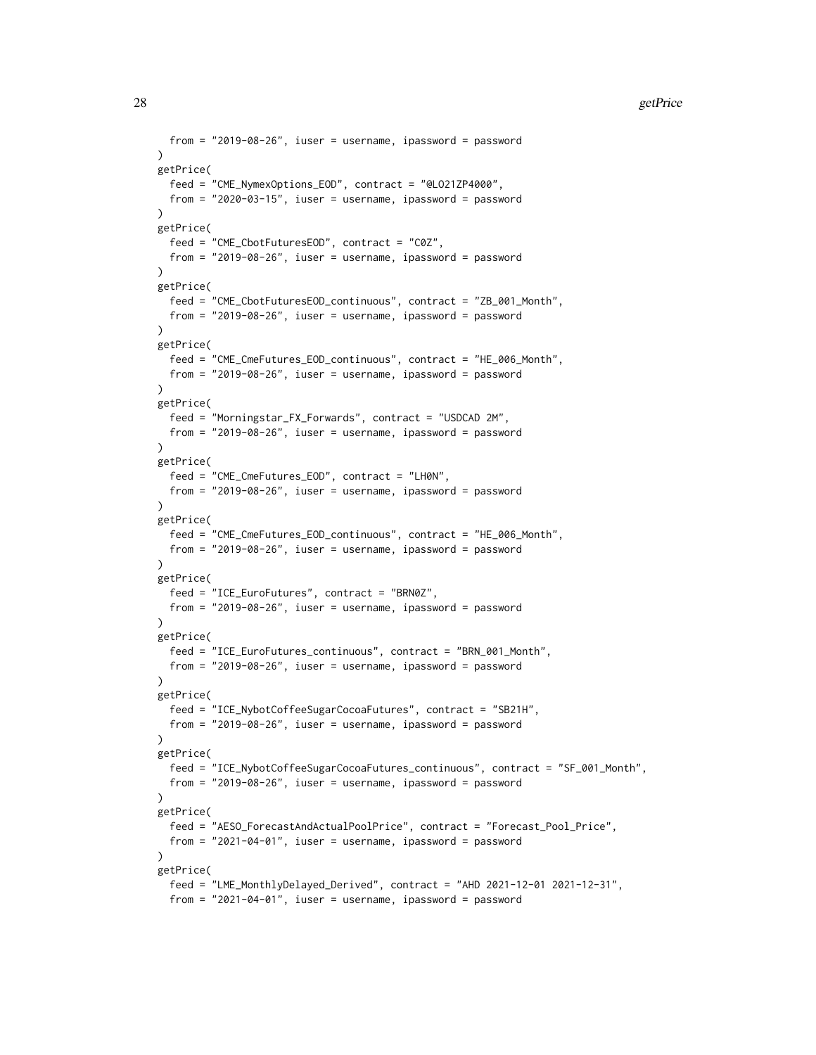```
  from = "2019-08-26", iuser = username, ipassword = password
)
getPrice(
  feed = "CME_NymexOptions_EOD", contract = "@LO21ZP4000",
  from = "2020-03-15", iuser = username, ipassword = password
)
getPrice(
  feed = "CME_CbotFuturesEOD", contract = "C0Z",
  from = "2019-08-26", iuser = username, ipassword = password
)
getPrice(
  feed = "CME_CbotFuturesEOD_continuous", contract = "ZB_001_Month",
  from = "2019-08-26", iuser = username, ipassword = password
)
getPrice(
  feed = "CME_CmeFutures_EOD_continuous", contract = "HE_006_Month",
  from = "2019-08-26", iuser = username, ipassword = password
)
getPrice(
  feed = "Morningstar_FX_Forwards", contract = "USDCAD 2M",
  from = "2019-08-26", iuser = username, ipassword = password
)
getPrice(
  feed = "CME_CmeFutures_EOD", contract = "LH0N",
  from = "2019-08-26", iuser = username, ipassword = password
)
getPrice(
  feed = "CME_CmeFutures_EOD_continuous", contract = "HE_006_Month",
  from = "2019-08-26", iuser = username, ipassword = password
)
getPrice(
  feed = "ICE_EuroFutures", contract = "BRN0Z",
  from = "2019-08-26", iuser = username, ipassword = password
)
getPrice(
  feed = "ICE_EuroFutures_continuous", contract = "BRN_001_Month",
  from = "2019-08-26", iuser = username, ipassword = password
)
getPrice(
  feed = "ICE_NybotCoffeeSugarCocoaFutures", contract = "SB21H",
  from = "2019-08-26", iuser = username, ipassword = password
)
getPrice(
  feed = "ICE_NybotCoffeeSugarCocoaFutures_continuous", contract = "SF_001_Month",
  from = "2019-08-26", iuser = username, ipassword = password
)
getPrice(
  feed = "AESO_ForecastAndActualPoolPrice", contract = "Forecast_Pool_Price",
  from = "2021-04-01", iuser = username, ipassword = password
)
getPrice(
  feed = "LME_MonthlyDelayed_Derived", contract = "AHD 2021-12-01 2021-12-31",
  from = "2021-04-01", iuser = username, ipassword = password
```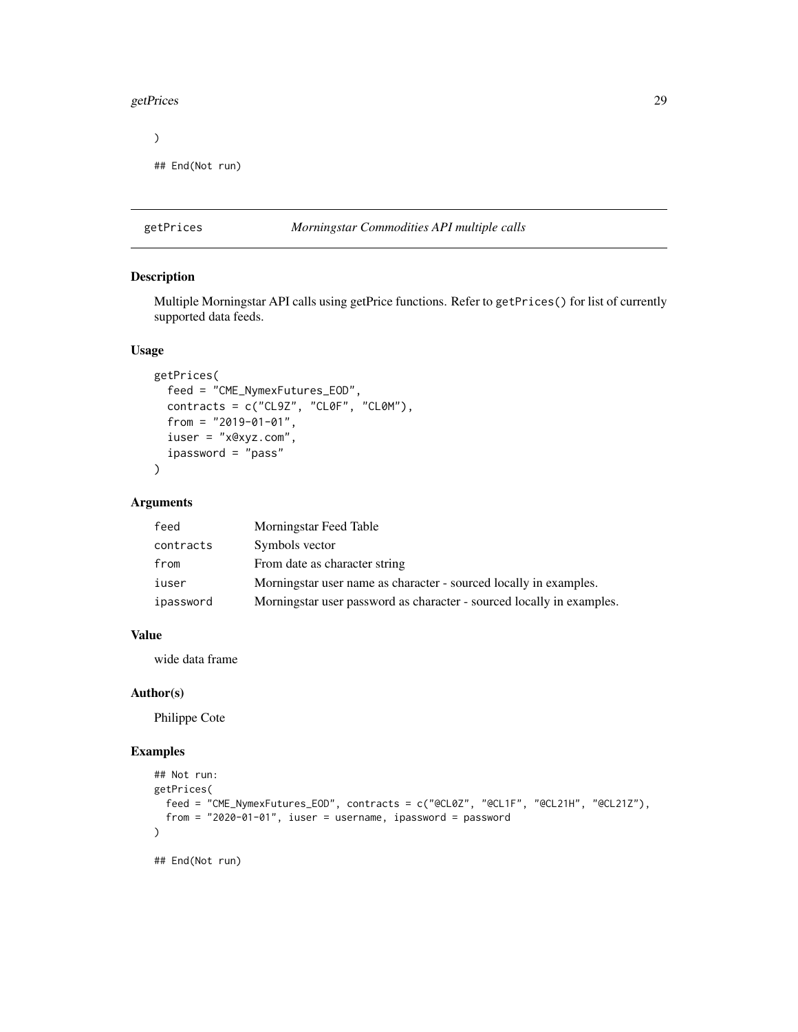```
)

## End(Not run)
```

---

## getPrices — *Morningstar Commodities API multiple calls*

### Description

Multiple Morningstar API calls using getPrice functions. Refer to `getPrices()` for list of currently supported data feeds.

### Usage

```
getPrices(
  feed = "CME_NymexFutures_EOD",
  contracts = c("CL9Z", "CL0F", "CL0M"),
  from = "2019-01-01",
  iuser = "x@xyz.com",
  ipassword = "pass"
)
```

### Arguments

| | |
|---|---|
| `feed` | Morningstar Feed Table |
| `contracts` | Symbols vector |
| `from` | From date as character string |
| `iuser` | Morningstar user name as character - sourced locally in examples. |
| `ipassword` | Morningstar user password as character - sourced locally in examples. |

### Value

wide data frame

### Author(s)

Philippe Cote

### Examples

```
## Not run:
getPrices(
  feed = "CME_NymexFutures_EOD", contracts = c("@CL0Z", "@CL1F", "@CL21H", "@CL21Z"),
  from = "2020-01-01", iuser = username, ipassword = password
)

## End(Not run)
```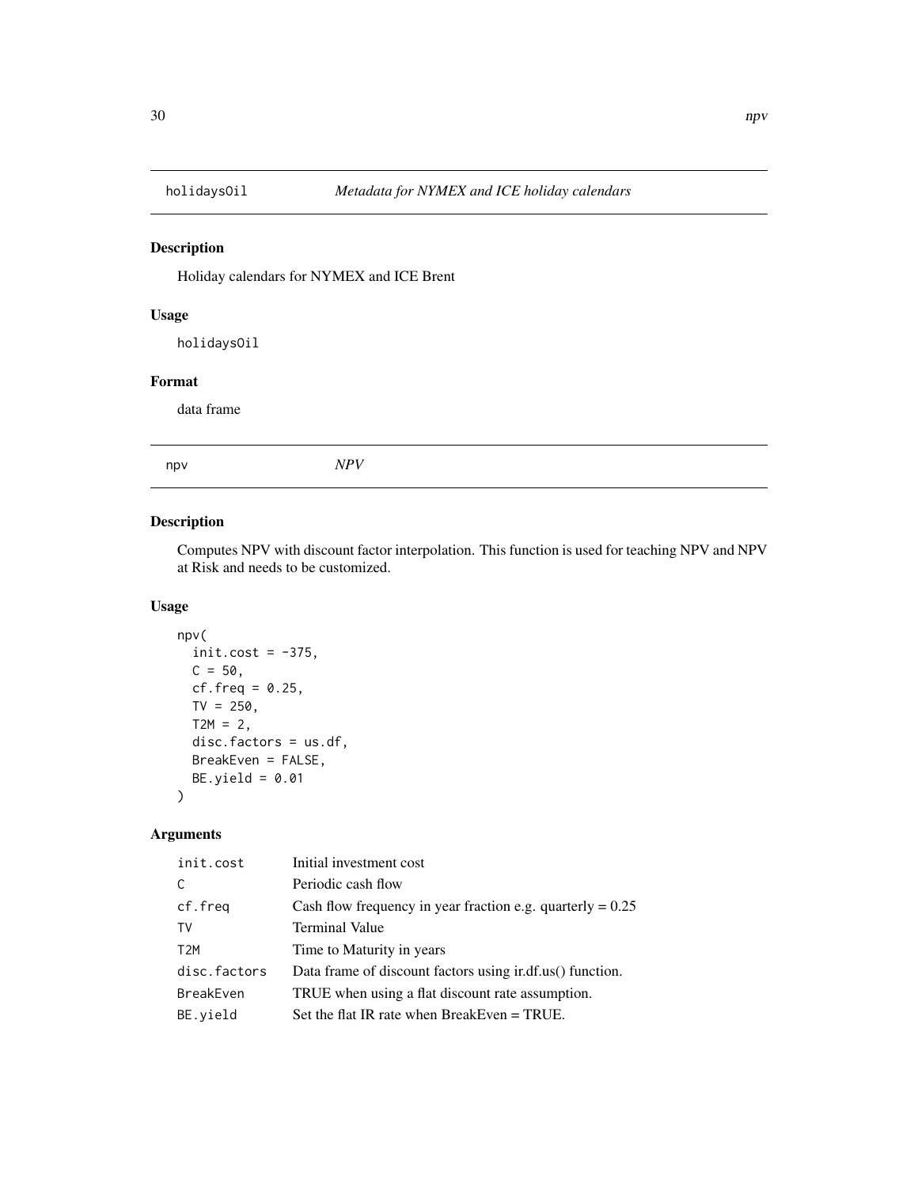## holidaysOil *Metadata for NYMEX and ICE holiday calendars*

### Description

Holiday calendars for NYMEX and ICE Brent

### Usage

```
holidaysOil
```

### Format

data frame

## npv *NPV*

### Description

Computes NPV with discount factor interpolation. This function is used for teaching NPV and NPV at Risk and needs to be customized.

### Usage

```
npv(
  init.cost = -375,
  C = 50,
  cf.freq = 0.25,
  TV = 250,
  T2M = 2,
  disc.factors = us.df,
  BreakEven = FALSE,
  BE.yield = 0.01
)
```

### Arguments

| | |
|---|---|
| init.cost | Initial investment cost |
| C | Periodic cash flow |
| cf.freq | Cash flow frequency in year fraction e.g. quarterly = 0.25 |
| TV | Terminal Value |
| T2M | Time to Maturity in years |
| disc.factors | Data frame of discount factors using ir.df.us() function. |
| BreakEven | TRUE when using a flat discount rate assumption. |
| BE.yield | Set the flat IR rate when BreakEven = TRUE. |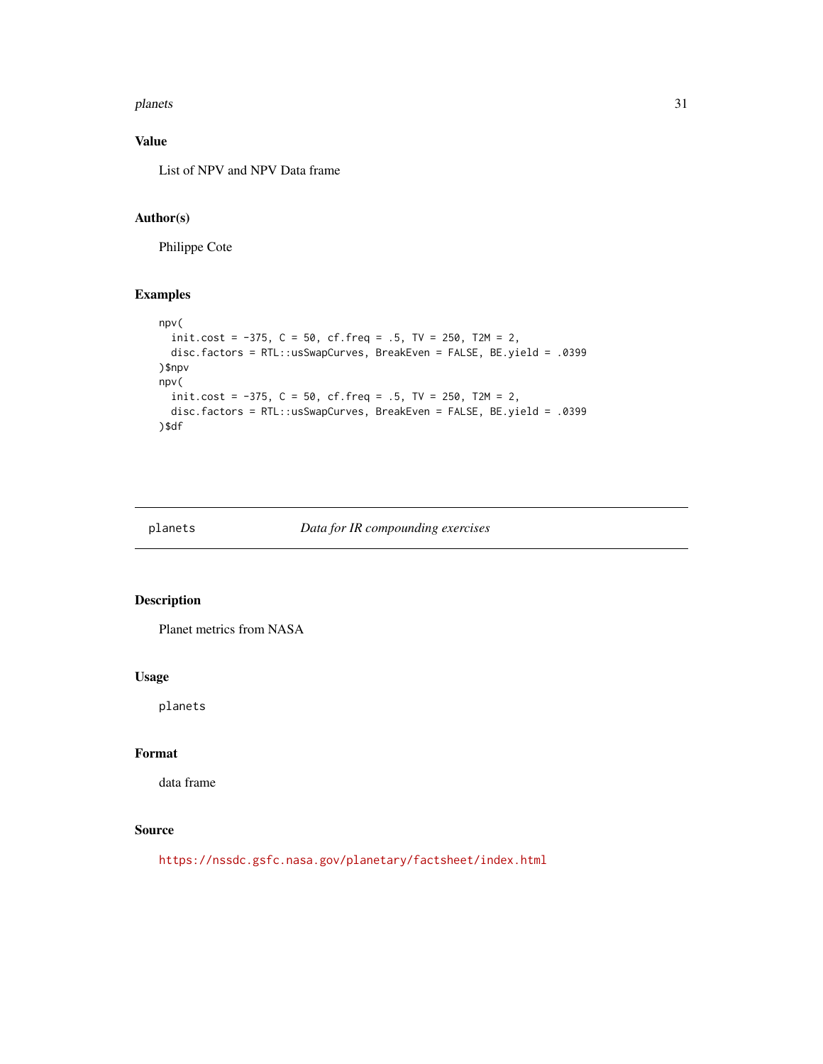## Value

List of NPV and NPV Data frame

## Author(s)

Philippe Cote

## Examples

```
npv(
  init.cost = -375, C = 50, cf.freq = .5, TV = 250, T2M = 2,
  disc.factors = RTL::usSwapCurves, BreakEven = FALSE, BE.yield = .0399
)$npv
npv(
  init.cost = -375, C = 50, cf.freq = .5, TV = 250, T2M = 2,
  disc.factors = RTL::usSwapCurves, BreakEven = FALSE, BE.yield = .0399
)$df
```

---

# planets *Data for IR compounding exercises*

## Description

Planet metrics from NASA

## Usage

```
planets
```

## Format

data frame

## Source

https://nssdc.gsfc.nasa.gov/planetary/factsheet/index.html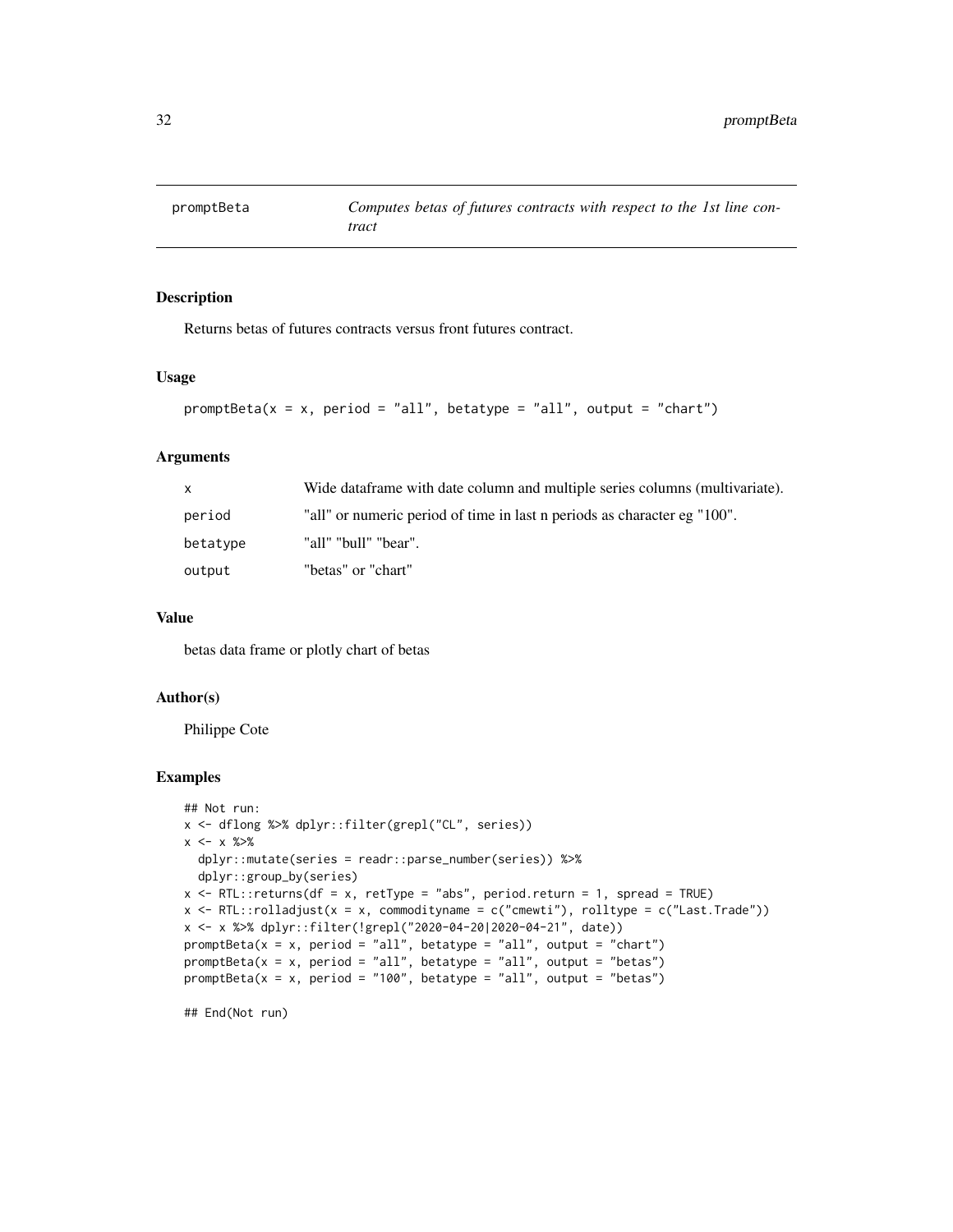# promptBeta — *Computes betas of futures contracts with respect to the 1st line contract*

## Description

Returns betas of futures contracts versus front futures contract.

## Usage

```
promptBeta(x = x, period = "all", betatype = "all", output = "chart")
```

## Arguments

| | |
|---|---|
| x | Wide dataframe with date column and multiple series columns (multivariate). |
| period | "all" or numeric period of time in last n periods as character eg "100". |
| betatype | "all" "bull" "bear". |
| output | "betas" or "chart" |

## Value

betas data frame or plotly chart of betas

## Author(s)

Philippe Cote

## Examples

```
## Not run:
x <- dflong %>% dplyr::filter(grepl("CL", series))
x <- x %>%
  dplyr::mutate(series = readr::parse_number(series)) %>%
  dplyr::group_by(series)
x <- RTL::returns(df = x, retType = "abs", period.return = 1, spread = TRUE)
x <- RTL::rolladjust(x = x, commodityname = c("cmewti"), rolltype = c("Last.Trade"))
x <- x %>% dplyr::filter(!grepl("2020-04-20|2020-04-21", date))
promptBeta(x = x, period = "all", betatype = "all", output = "chart")
promptBeta(x = x, period = "all", betatype = "all", output = "betas")
promptBeta(x = x, period = "100", betatype = "all", output = "betas")

## End(Not run)
```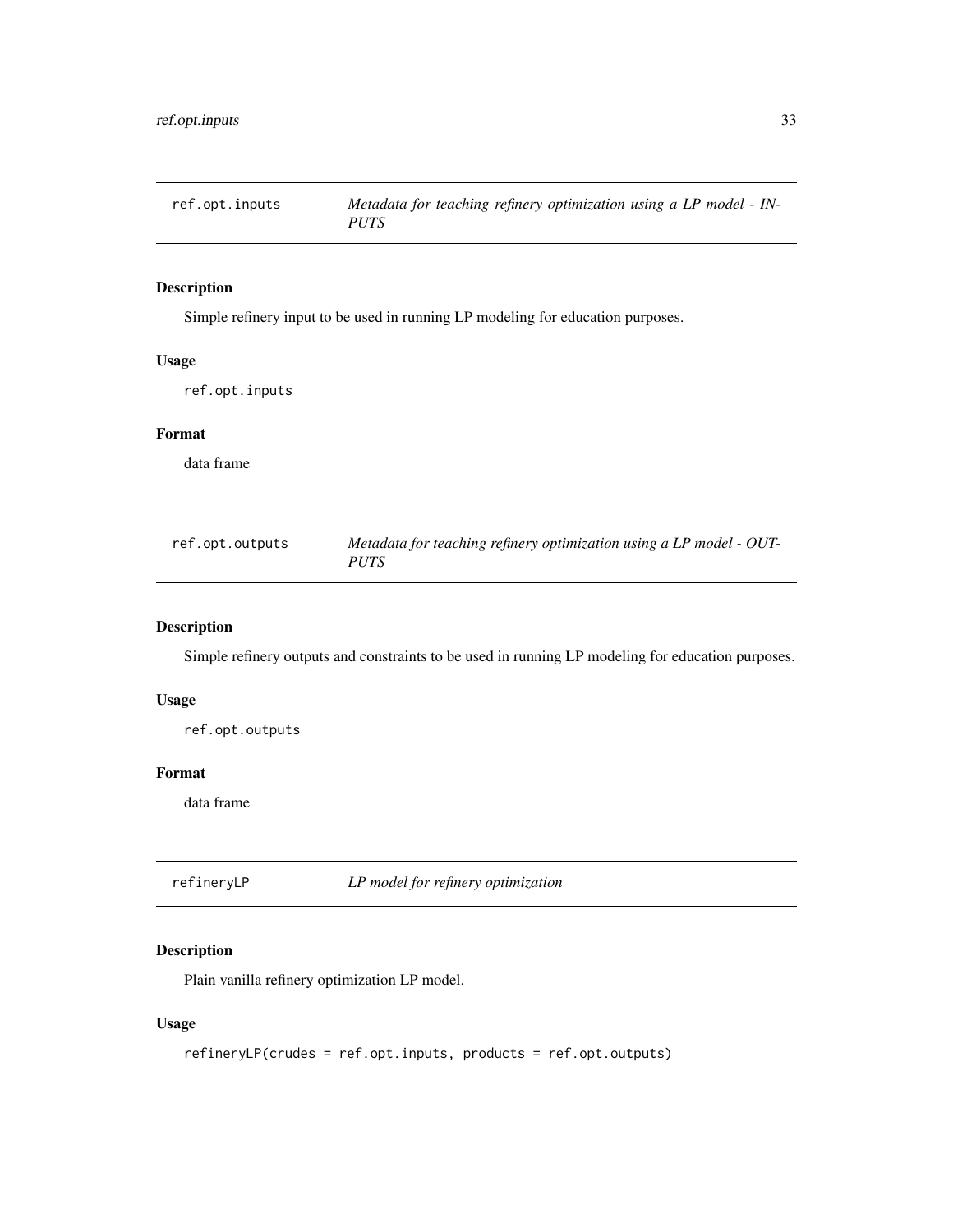## `ref.opt.inputs` *Metadata for teaching refinery optimization using a LP model - INPUTS*

### Description

Simple refinery input to be used in running LP modeling for education purposes.

### Usage

```
ref.opt.inputs
```

### Format

data frame

## `ref.opt.outputs` *Metadata for teaching refinery optimization using a LP model - OUTPUTS*

### Description

Simple refinery outputs and constraints to be used in running LP modeling for education purposes.

### Usage

```
ref.opt.outputs
```

### Format

data frame

## `refineryLP` *LP model for refinery optimization*

### Description

Plain vanilla refinery optimization LP model.

### Usage

```
refineryLP(crudes = ref.opt.inputs, products = ref.opt.outputs)
```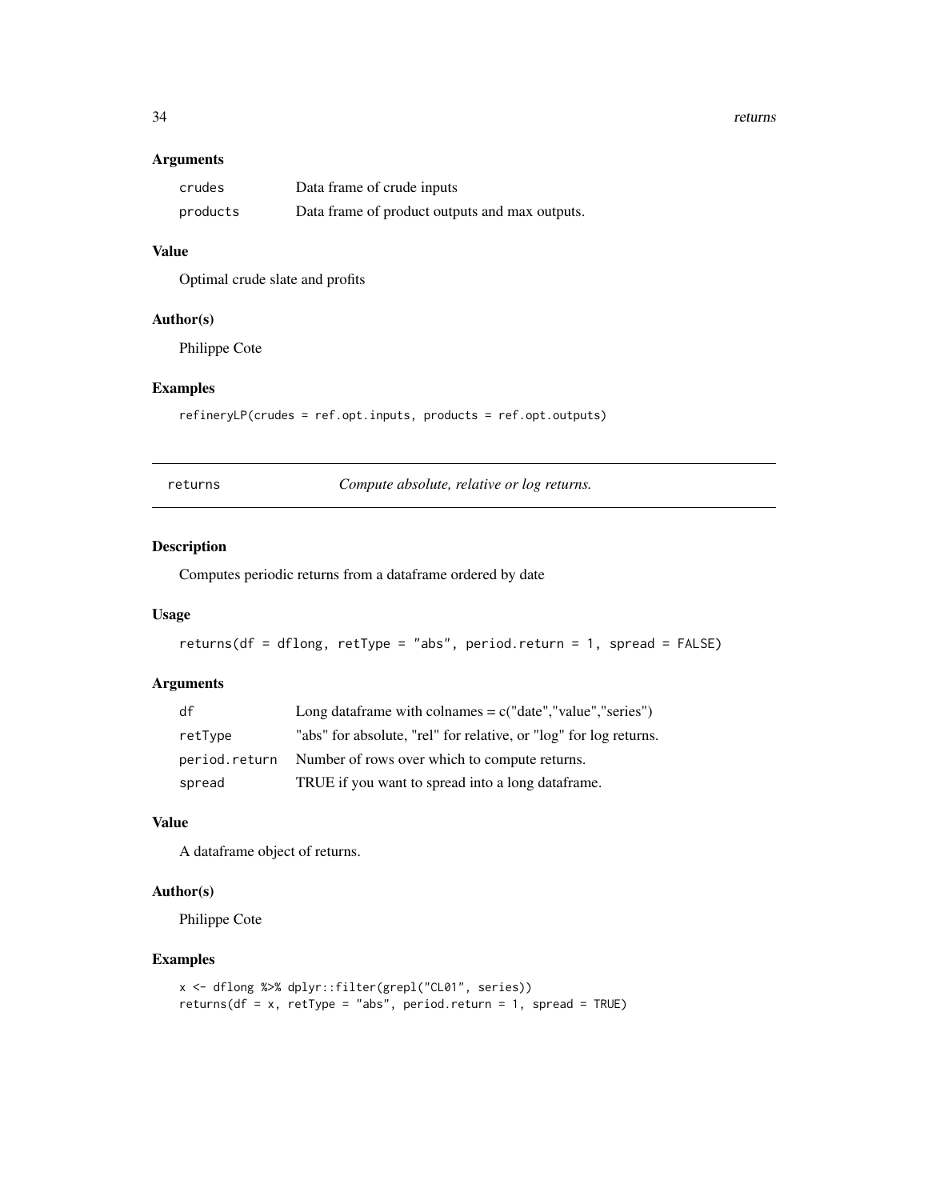### Arguments

| | |
|---|---|
| crudes | Data frame of crude inputs |
| products | Data frame of product outputs and max outputs. |

### Value

Optimal crude slate and profits

### Author(s)

Philippe Cote

### Examples

```
refineryLP(crudes = ref.opt.inputs, products = ref.opt.outputs)
```

---

## returns — *Compute absolute, relative or log returns.*

---

### Description

Computes periodic returns from a dataframe ordered by date

### Usage

```
returns(df = dflong, retType = "abs", period.return = 1, spread = FALSE)
```

### Arguments

| | |
|---|---|
| df | Long dataframe with colnames = c("date","value","series") |
| retType | "abs" for absolute, "rel" for relative, or "log" for log returns. |
| period.return | Number of rows over which to compute returns. |
| spread | TRUE if you want to spread into a long dataframe. |

### Value

A dataframe object of returns.

### Author(s)

Philippe Cote

### Examples

```
x <- dflong %>% dplyr::filter(grepl("CL01", series))
returns(df = x, retType = "abs", period.return = 1, spread = TRUE)
```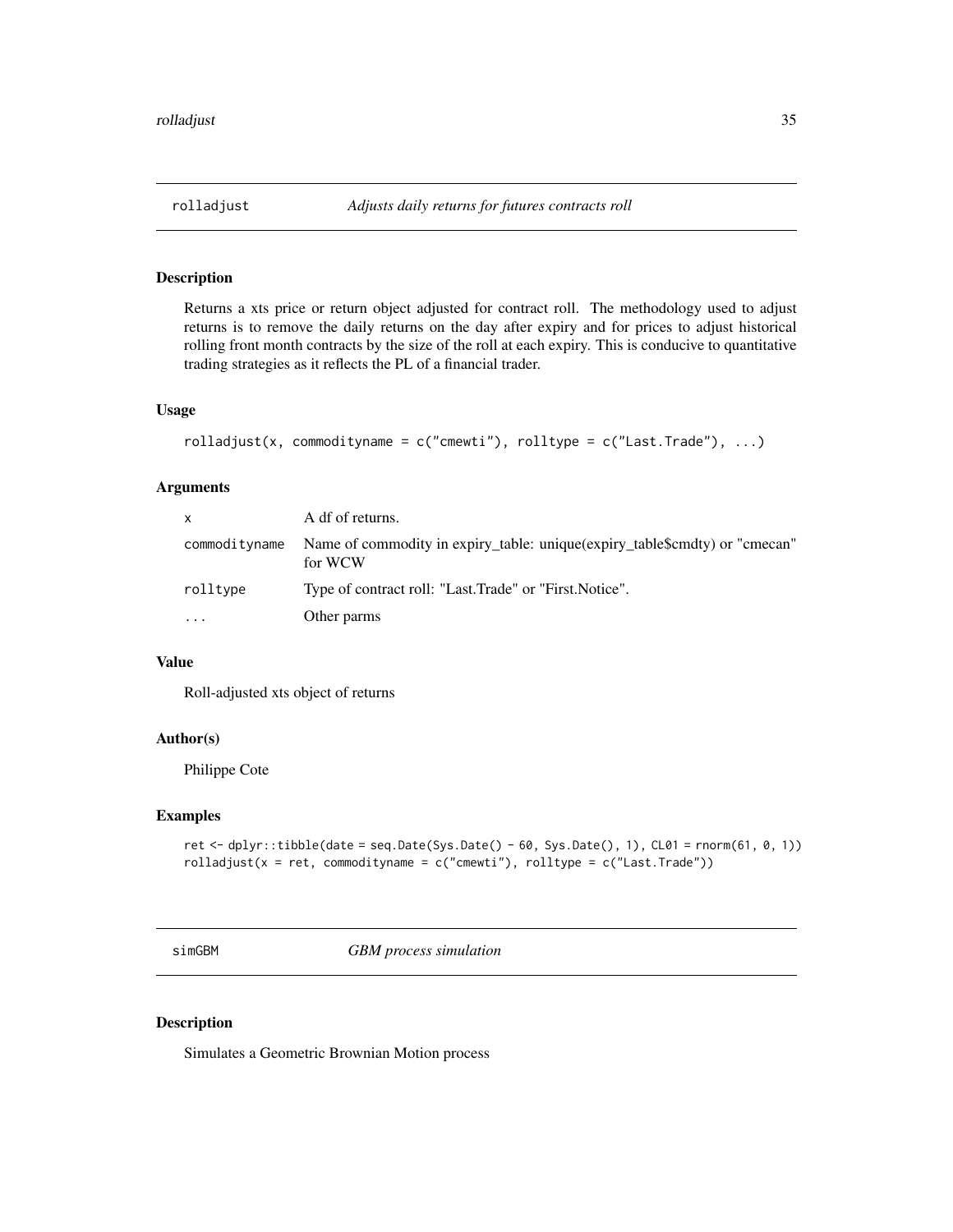## rolladjust — *Adjusts daily returns for futures contracts roll*

### Description

Returns a xts price or return object adjusted for contract roll. The methodology used to adjust returns is to remove the daily returns on the day after expiry and for prices to adjust historical rolling front month contracts by the size of the roll at each expiry. This is conducive to quantitative trading strategies as it reflects the PL of a financial trader.

### Usage

```
rolladjust(x, commodityname = c("cmewti"), rolltype = c("Last.Trade"), ...)
```

### Arguments

| | |
|---|---|
| x | A df of returns. |
| commodityname | Name of commodity in expiry_table: unique(expiry_table$cmdty) or "cmecan" for WCW |
| rolltype | Type of contract roll: "Last.Trade" or "First.Notice". |
| ... | Other parms |

### Value

Roll-adjusted xts object of returns

### Author(s)

Philippe Cote

### Examples

```
ret <- dplyr::tibble(date = seq.Date(Sys.Date() - 60, Sys.Date(), 1), CL01 = rnorm(61, 0, 1))
rolladjust(x = ret, commodityname = c("cmewti"), rolltype = c("Last.Trade"))
```

## simGBM — *GBM process simulation*

### Description

Simulates a Geometric Brownian Motion process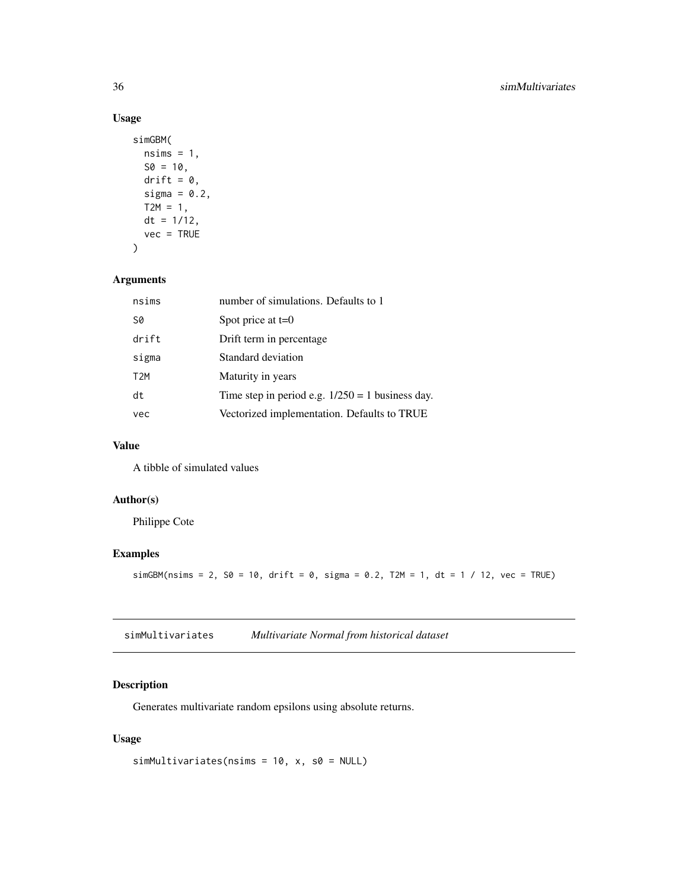## Usage

```
simGBM(
  nsims = 1,
  S0 = 10,
  drift = 0,
  sigma = 0.2,
  T2M = 1,
  dt = 1/12,
  vec = TRUE
)
```

## Arguments

| | |
|---|---|
| nsims | number of simulations. Defaults to 1 |
| S0 | Spot price at t=0 |
| drift | Drift term in percentage |
| sigma | Standard deviation |
| T2M | Maturity in years |
| dt | Time step in period e.g. 1/250 = 1 business day. |
| vec | Vectorized implementation. Defaults to TRUE |

## Value

A tibble of simulated values

## Author(s)

Philippe Cote

## Examples

```
simGBM(nsims = 2, S0 = 10, drift = 0, sigma = 0.2, T2M = 1, dt = 1 / 12, vec = TRUE)
```

---

# simMultivariates *Multivariate Normal from historical dataset*

---

## Description

Generates multivariate random epsilons using absolute returns.

## Usage

```
simMultivariates(nsims = 10, x, s0 = NULL)
```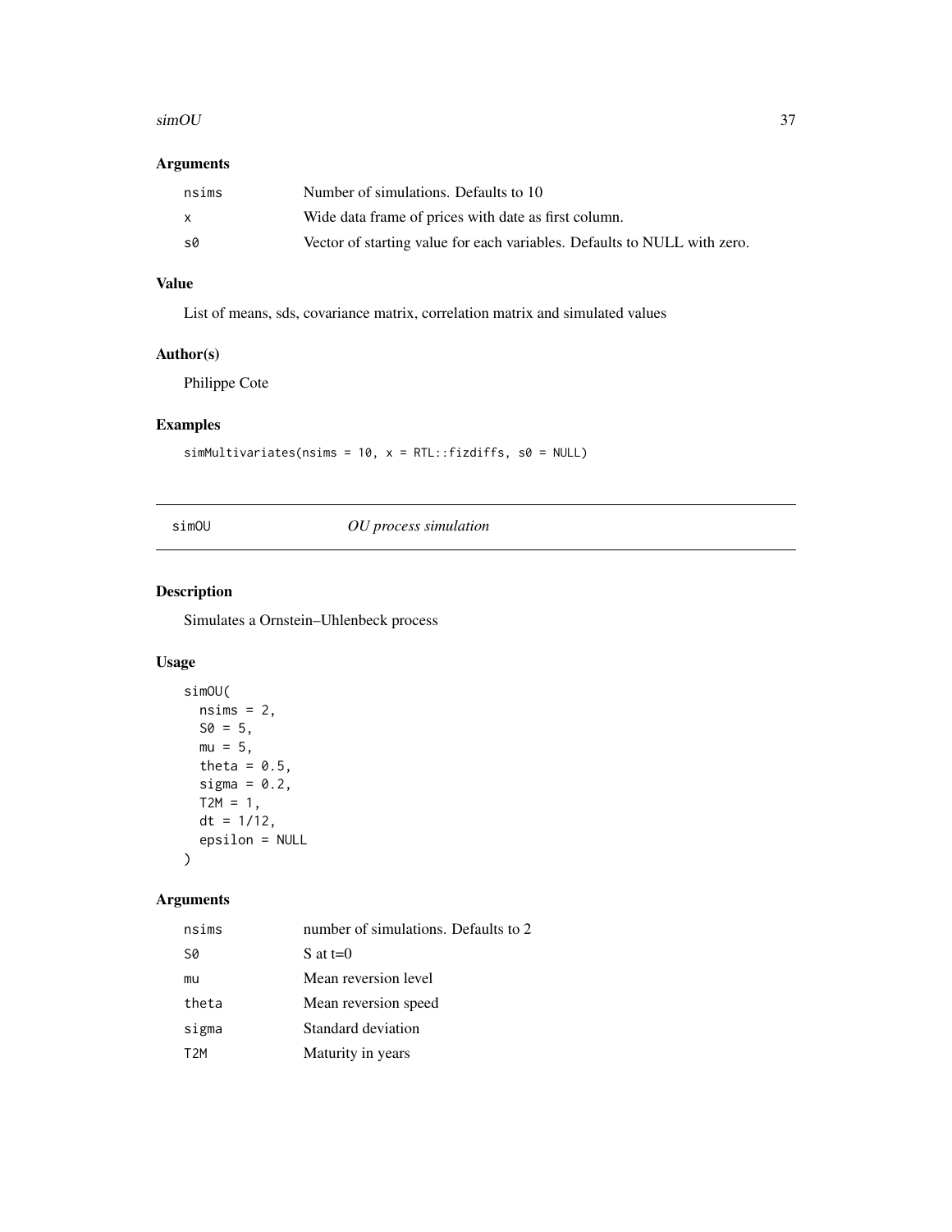## Arguments

| | |
|---|---|
| nsims | Number of simulations. Defaults to 10 |
| x | Wide data frame of prices with date as first column. |
| s0 | Vector of starting value for each variables. Defaults to NULL with zero. |

## Value

List of means, sds, covariance matrix, correlation matrix and simulated values

## Author(s)

Philippe Cote

## Examples

```
simMultivariates(nsims = 10, x = RTL::fizdiffs, s0 = NULL)
```

---

# simOU *OU process simulation*

---

## Description

Simulates a Ornstein–Uhlenbeck process

## Usage

```
simOU(
  nsims = 2,
  S0 = 5,
  mu = 5,
  theta = 0.5,
  sigma = 0.2,
  T2M = 1,
  dt = 1/12,
  epsilon = NULL
)
```

## Arguments

| | |
|---|---|
| nsims | number of simulations. Defaults to 2 |
| S0 | S at t=0 |
| mu | Mean reversion level |
| theta | Mean reversion speed |
| sigma | Standard deviation |
| T2M | Maturity in years |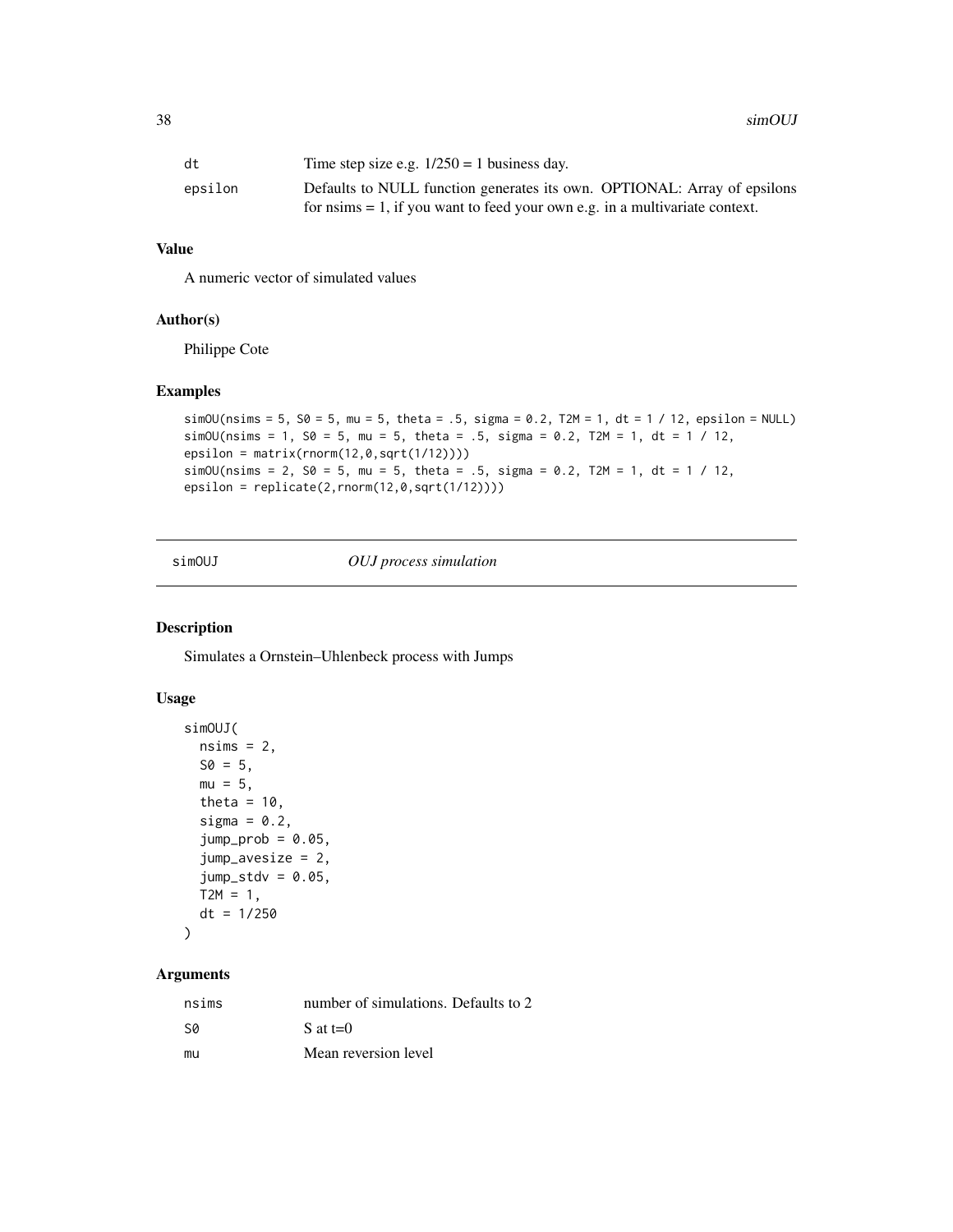| | |
|---|---|
| dt | Time step size e.g. 1/250 = 1 business day. |
| epsilon | Defaults to NULL function generates its own. OPTIONAL: Array of epsilons for nsims = 1, if you want to feed your own e.g. in a multivariate context. |

### Value

A numeric vector of simulated values

### Author(s)

Philippe Cote

### Examples

```
simOU(nsims = 5, S0 = 5, mu = 5, theta = .5, sigma = 0.2, T2M = 1, dt = 1 / 12, epsilon = NULL)
simOU(nsims = 1, S0 = 5, mu = 5, theta = .5, sigma = 0.2, T2M = 1, dt = 1 / 12,
epsilon = matrix(rnorm(12,0,sqrt(1/12))))
simOU(nsims = 2, S0 = 5, mu = 5, theta = .5, sigma = 0.2, T2M = 1, dt = 1 / 12,
epsilon = replicate(2,rnorm(12,0,sqrt(1/12))))
```

---

## simOUJ *OUJ process simulation*

### Description

Simulates a Ornstein–Uhlenbeck process with Jumps

### Usage

```
simOUJ(
  nsims = 2,
  S0 = 5,
  mu = 5,
  theta = 10,
  sigma = 0.2,
  jump_prob = 0.05,
  jump_avesize = 2,
  jump_stdv = 0.05,
  T2M = 1,
  dt = 1/250
)
```

### Arguments

| | |
|---|---|
| nsims | number of simulations. Defaults to 2 |
| S0 | S at t=0 |
| mu | Mean reversion level |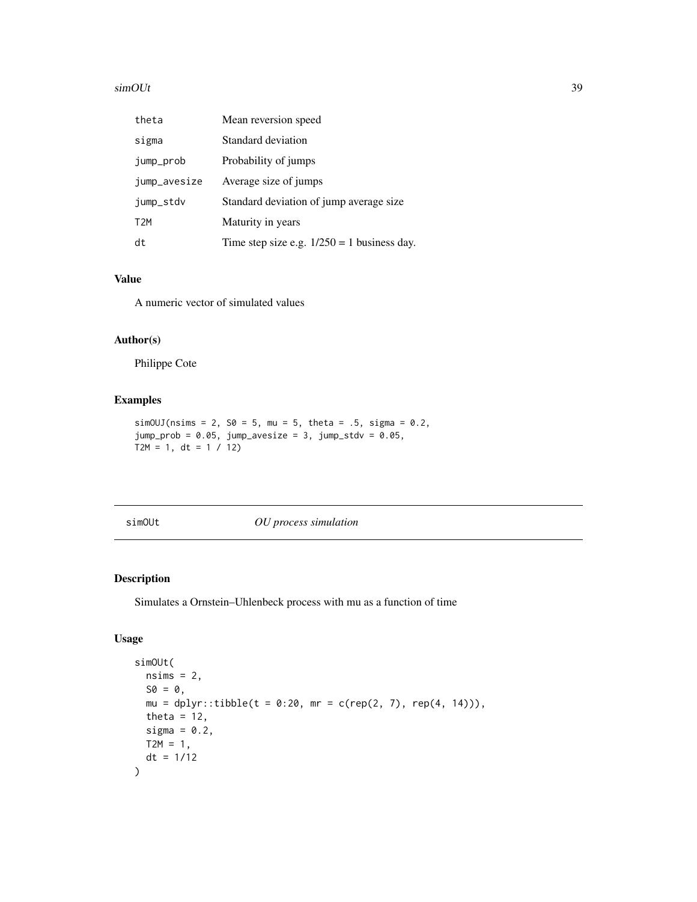| | |
|---|---|
| theta | Mean reversion speed |
| sigma | Standard deviation |
| jump_prob | Probability of jumps |
| jump_avesize | Average size of jumps |
| jump_stdv | Standard deviation of jump average size |
| T2M | Maturity in years |
| dt | Time step size e.g. 1/250 = 1 business day. |

### Value

A numeric vector of simulated values

### Author(s)

Philippe Cote

### Examples

```
simOUJ(nsims = 2, S0 = 5, mu = 5, theta = .5, sigma = 0.2,
jump_prob = 0.05, jump_avesize = 3, jump_stdv = 0.05,
T2M = 1, dt = 1 / 12)
```

---

## simOUt — *OU process simulation*

### Description

Simulates a Ornstein–Uhlenbeck process with mu as a function of time

### Usage

```
simOUt(
  nsims = 2,
  S0 = 0,
  mu = dplyr::tibble(t = 0:20, mr = c(rep(2, 7), rep(4, 14))),
  theta = 12,
  sigma = 0.2,
  T2M = 1,
  dt = 1/12
)
```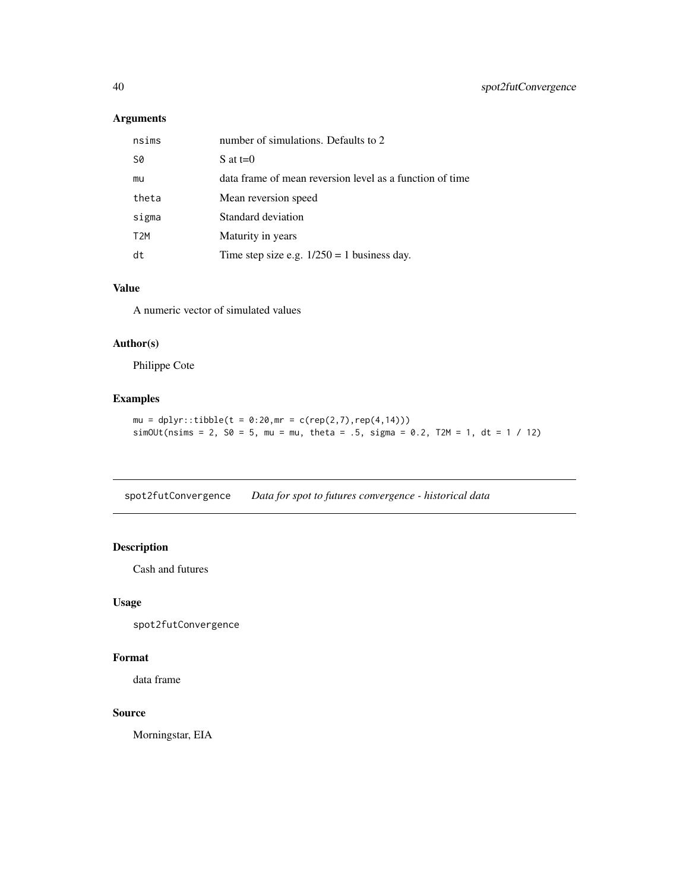## Arguments

| | |
|---|---|
| `nsims` | number of simulations. Defaults to 2 |
| `S0` | S at t=0 |
| `mu` | data frame of mean reversion level as a function of time |
| `theta` | Mean reversion speed |
| `sigma` | Standard deviation |
| `T2M` | Maturity in years |
| `dt` | Time step size e.g. 1/250 = 1 business day. |

## Value

A numeric vector of simulated values

## Author(s)

Philippe Cote

## Examples

```
mu = dplyr::tibble(t = 0:20,mr = c(rep(2,7),rep(4,14)))
simOUt(nsims = 2, S0 = 5, mu = mu, theta = .5, sigma = 0.2, T2M = 1, dt = 1 / 12)
```

---

# spot2futConvergence *Data for spot to futures convergence - historical data*

## Description

Cash and futures

## Usage

```
spot2futConvergence
```

## Format

data frame

## Source

Morningstar, EIA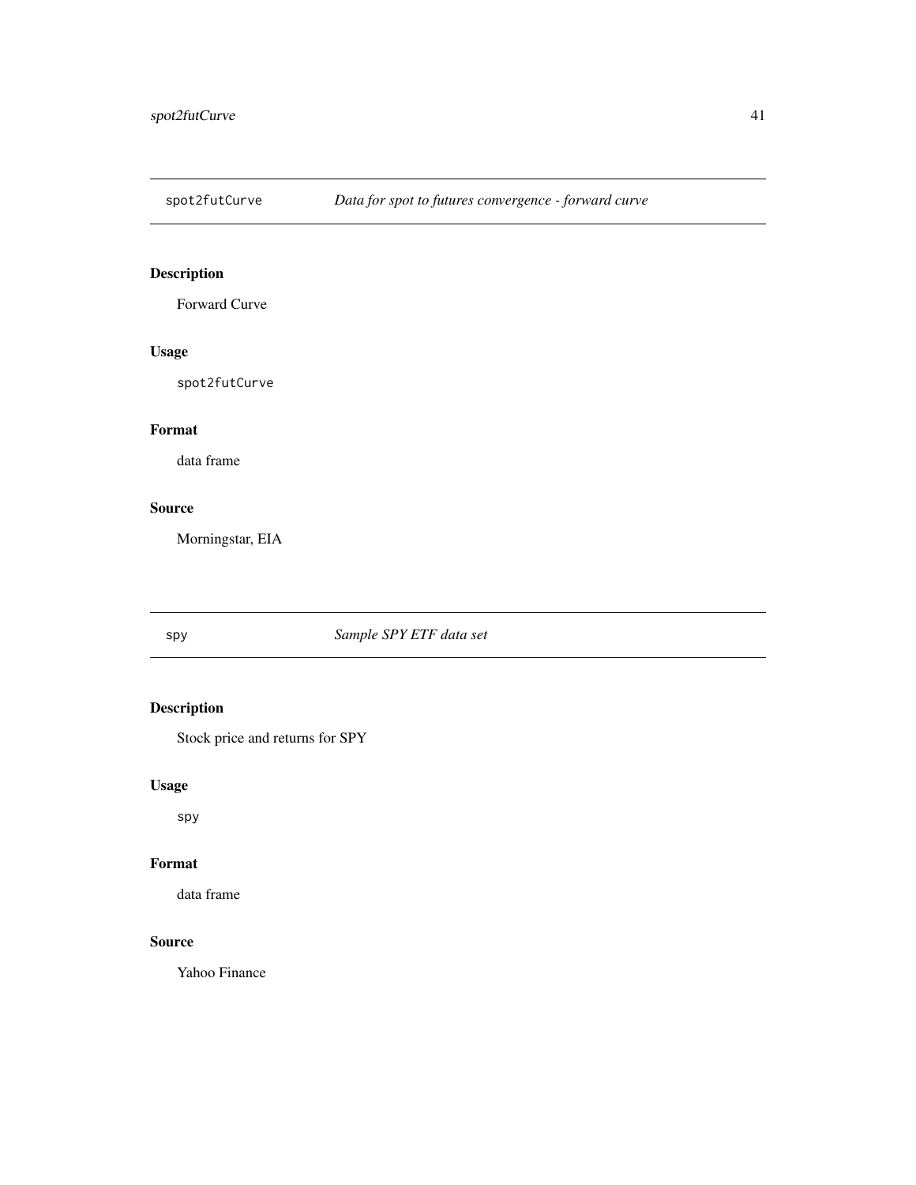## spot2futCurve — *Data for spot to futures convergence - forward curve*

### Description

Forward Curve

### Usage

```
spot2futCurve
```

### Format

data frame

### Source

Morningstar, EIA

## spy — *Sample SPY ETF data set*

### Description

Stock price and returns for SPY

### Usage

```
spy
```

### Format

data frame

### Source

Yahoo Finance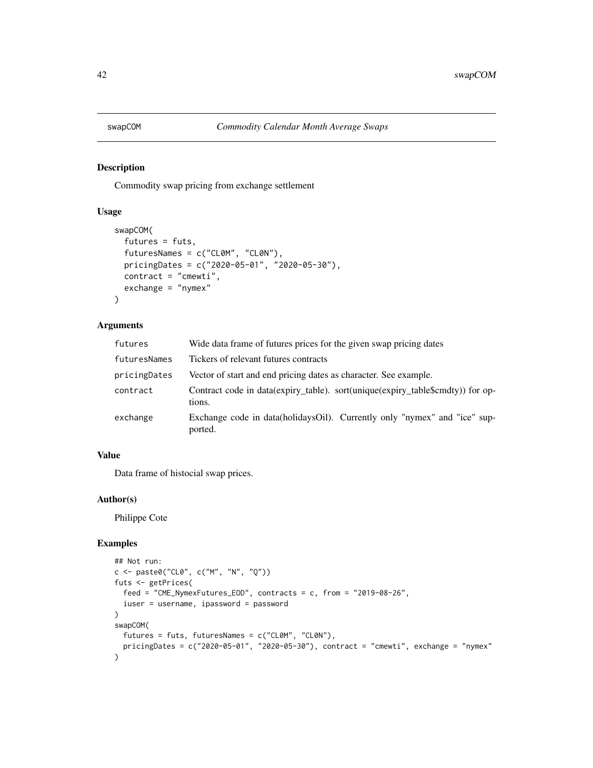# swapCOM — *Commodity Calendar Month Average Swaps*

## Description

Commodity swap pricing from exchange settlement

## Usage

```
swapCOM(
  futures = futs,
  futuresNames = c("CL0M", "CL0N"),
  pricingDates = c("2020-05-01", "2020-05-30"),
  contract = "cmewti",
  exchange = "nymex"
)
```

## Arguments

| | |
|---|---|
| futures | Wide data frame of futures prices for the given swap pricing dates |
| futuresNames | Tickers of relevant futures contracts |
| pricingDates | Vector of start and end pricing dates as character. See example. |
| contract | Contract code in data(expiry_table). sort(unique(expiry_table$cmdty)) for options. |
| exchange | Exchange code in data(holidaysOil). Currently only "nymex" and "ice" supported. |

## Value

Data frame of histocial swap prices.

## Author(s)

Philippe Cote

## Examples

```
## Not run:
c <- paste0("CL0", c("M", "N", "Q"))
futs <- getPrices(
  feed = "CME_NymexFutures_EOD", contracts = c, from = "2019-08-26",
  iuser = username, ipassword = password
)
swapCOM(
  futures = futs, futuresNames = c("CL0M", "CL0N"),
  pricingDates = c("2020-05-01", "2020-05-30"), contract = "cmewti", exchange = "nymex"
)
```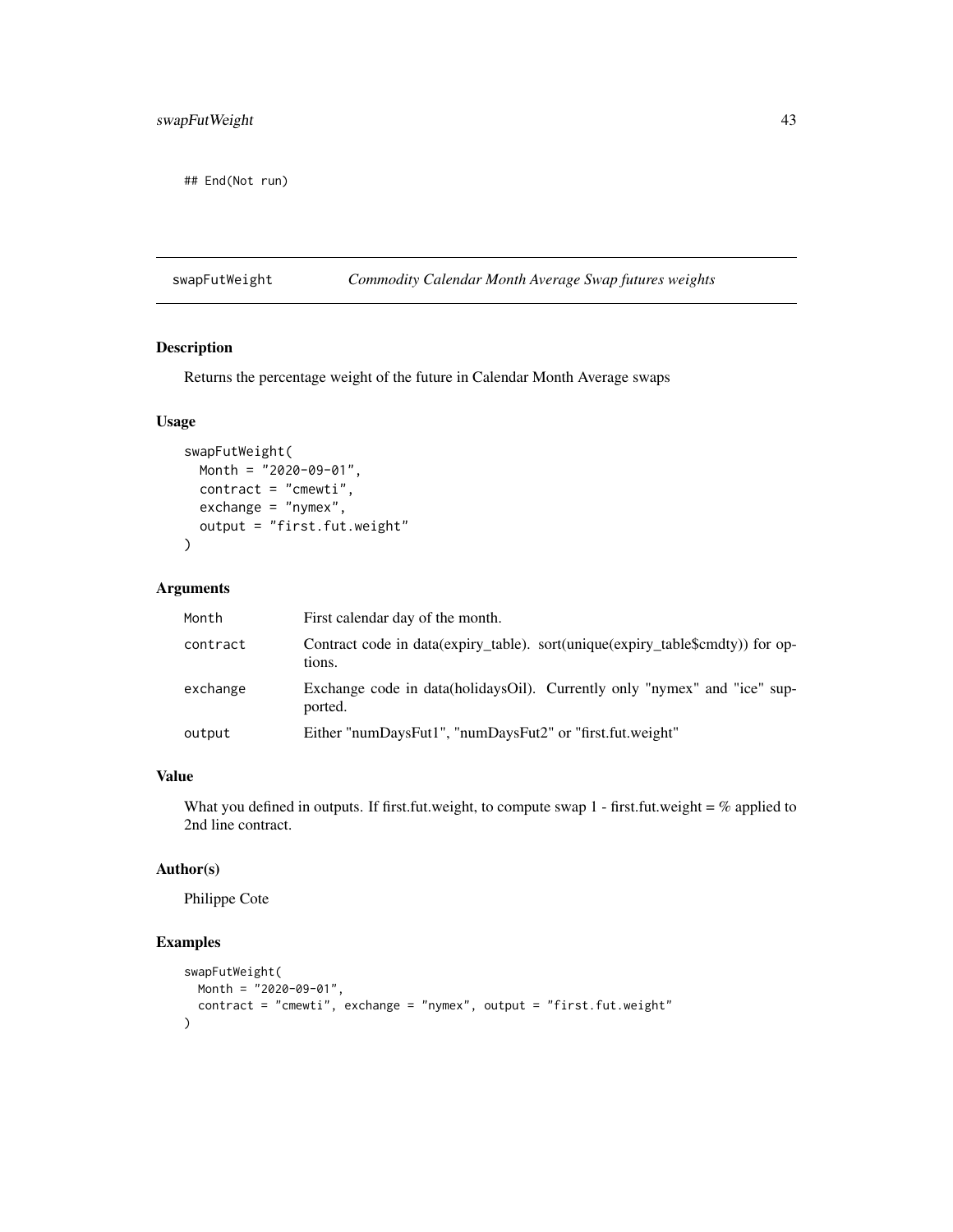```
## End(Not run)
```

## swapFutWeight — *Commodity Calendar Month Average Swap futures weights*

### Description

Returns the percentage weight of the future in Calendar Month Average swaps

### Usage

```
swapFutWeight(
  Month = "2020-09-01",
  contract = "cmewti",
  exchange = "nymex",
  output = "first.fut.weight"
)
```

### Arguments

| | |
|---|---|
| Month | First calendar day of the month. |
| contract | Contract code in data(expiry_table). sort(unique(expiry_table$cmdty)) for options. |
| exchange | Exchange code in data(holidaysOil). Currently only "nymex" and "ice" supported. |
| output | Either "numDaysFut1", "numDaysFut2" or "first.fut.weight" |

### Value

What you defined in outputs. If first.fut.weight, to compute swap 1 - first.fut.weight = % applied to 2nd line contract.

### Author(s)

Philippe Cote

### Examples

```
swapFutWeight(
  Month = "2020-09-01",
  contract = "cmewti", exchange = "nymex", output = "first.fut.weight"
)
```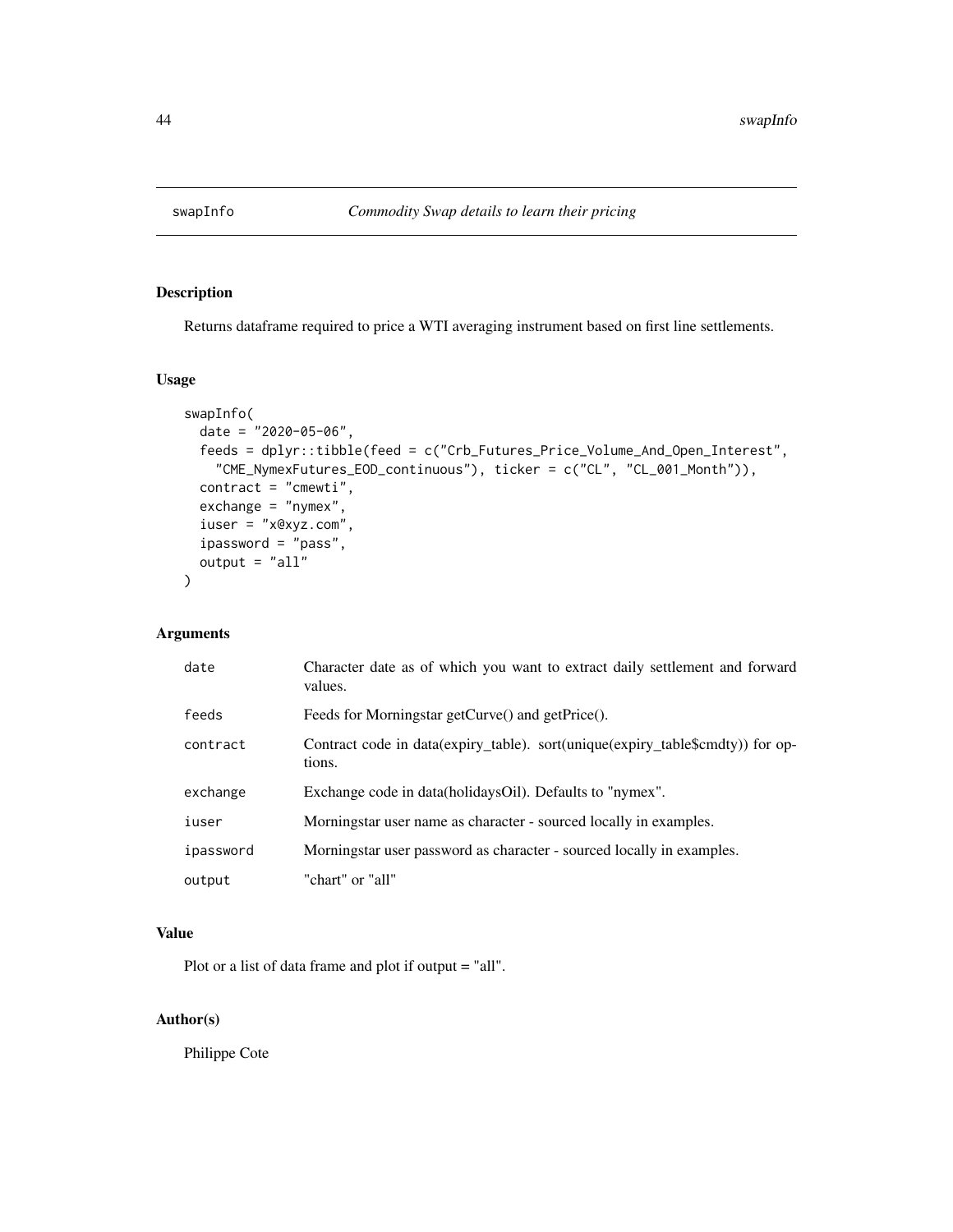# swapInfo — *Commodity Swap details to learn their pricing*

## Description

Returns dataframe required to price a WTI averaging instrument based on first line settlements.

## Usage

```
swapInfo(
  date = "2020-05-06",
  feeds = dplyr::tibble(feed = c("Crb_Futures_Price_Volume_And_Open_Interest",
    "CME_NymexFutures_EOD_continuous"), ticker = c("CL", "CL_001_Month")),
  contract = "cmewti",
  exchange = "nymex",
  iuser = "x@xyz.com",
  ipassword = "pass",
  output = "all"
)
```

## Arguments

| | |
|---|---|
| date | Character date as of which you want to extract daily settlement and forward values. |
| feeds | Feeds for Morningstar getCurve() and getPrice(). |
| contract | Contract code in data(expiry_table). sort(unique(expiry_table$cmdty)) for options. |
| exchange | Exchange code in data(holidaysOil). Defaults to "nymex". |
| iuser | Morningstar user name as character - sourced locally in examples. |
| ipassword | Morningstar user password as character - sourced locally in examples. |
| output | "chart" or "all" |

## Value

Plot or a list of data frame and plot if output = "all".

## Author(s)

Philippe Cote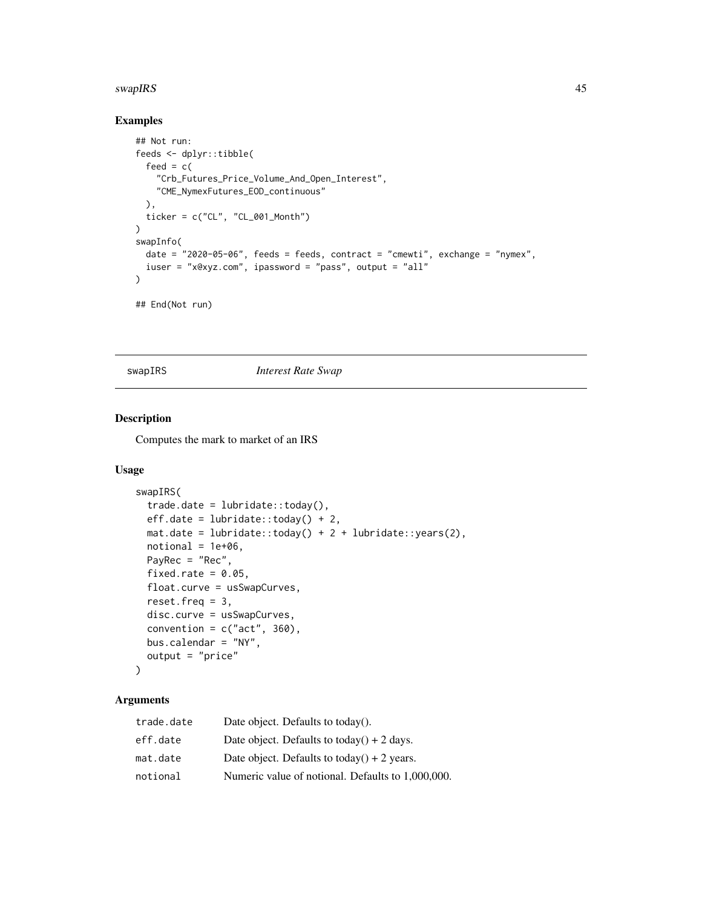## Examples

```
## Not run:
feeds <- dplyr::tibble(
  feed = c(
    "Crb_Futures_Price_Volume_And_Open_Interest",
    "CME_NymexFutures_EOD_continuous"
  ),
  ticker = c("CL", "CL_001_Month")
)
swapInfo(
  date = "2020-05-06", feeds = feeds, contract = "cmewti", exchange = "nymex",
  iuser = "x@xyz.com", ipassword = "pass", output = "all"
)

## End(Not run)
```

---

## swapIRS *Interest Rate Swap*

---

### Description

Computes the mark to market of an IRS

### Usage

```
swapIRS(
  trade.date = lubridate::today(),
  eff.date = lubridate::today() + 2,
  mat.date = lubridate::today() + 2 + lubridate::years(2),
  notional = 1e+06,
  PayRec = "Rec",
  fixed.rate = 0.05,
  float.curve = usSwapCurves,
  reset.freq = 3,
  disc.curve = usSwapCurves,
  convention = c("act", 360),
  bus.calendar = "NY",
  output = "price"
)
```

### Arguments

| | |
|---|---|
| `trade.date` | Date object. Defaults to today(). |
| `eff.date` | Date object. Defaults to today() + 2 days. |
| `mat.date` | Date object. Defaults to today() + 2 years. |
| `notional` | Numeric value of notional. Defaults to 1,000,000. |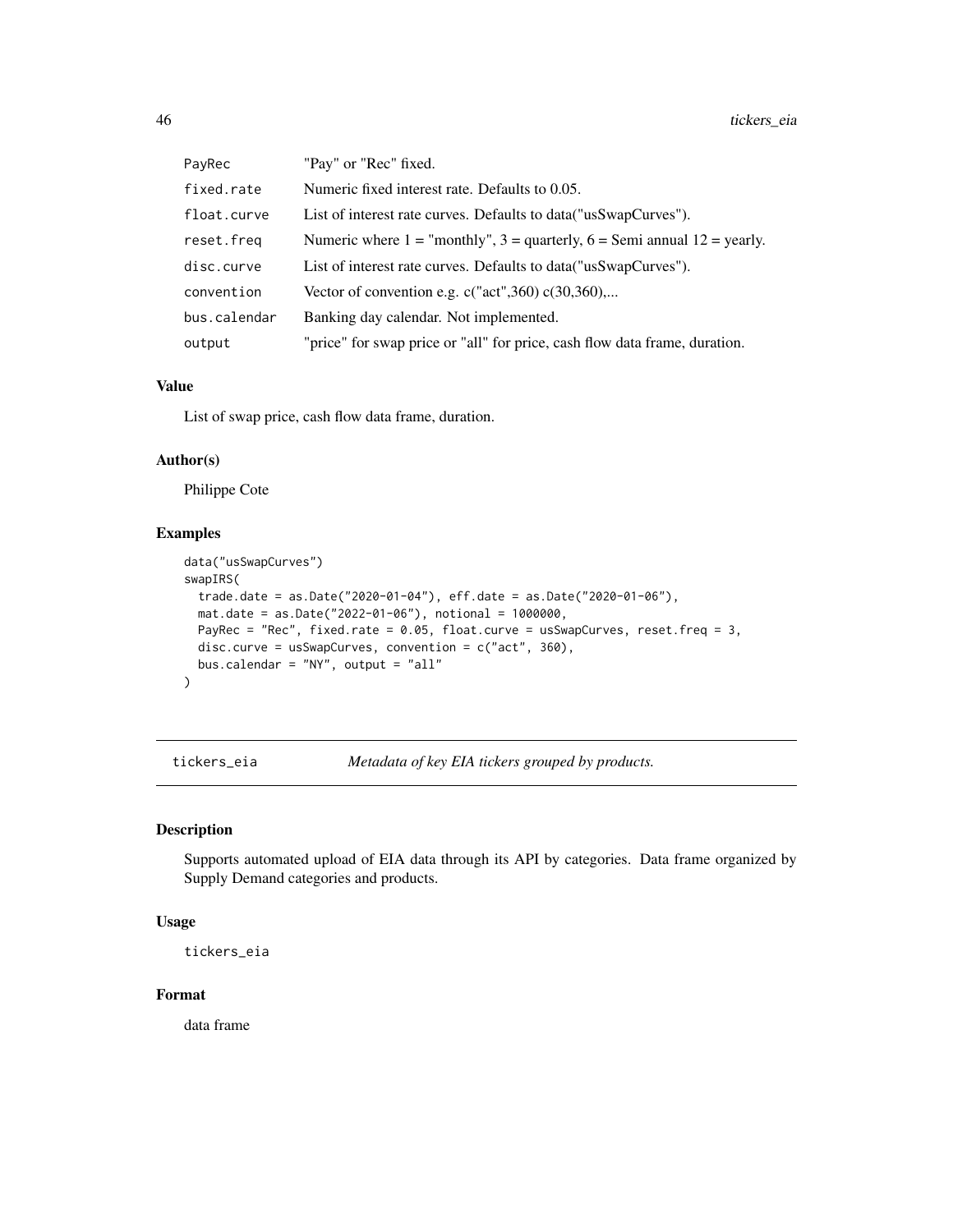| | |
|---|---|
| PayRec | "Pay" or "Rec" fixed. |
| fixed.rate | Numeric fixed interest rate. Defaults to 0.05. |
| float.curve | List of interest rate curves. Defaults to data("usSwapCurves"). |
| reset.freq | Numeric where 1 = "monthly", 3 = quarterly, 6 = Semi annual 12 = yearly. |
| disc.curve | List of interest rate curves. Defaults to data("usSwapCurves"). |
| convention | Vector of convention e.g. c("act",360) c(30,360),... |
| bus.calendar | Banking day calendar. Not implemented. |
| output | "price" for swap price or "all" for price, cash flow data frame, duration. |

### Value

List of swap price, cash flow data frame, duration.

### Author(s)

Philippe Cote

### Examples

```
data("usSwapCurves")
swapIRS(
  trade.date = as.Date("2020-01-04"), eff.date = as.Date("2020-01-06"),
  mat.date = as.Date("2022-01-06"), notional = 1000000,
  PayRec = "Rec", fixed.rate = 0.05, float.curve = usSwapCurves, reset.freq = 3,
  disc.curve = usSwapCurves, convention = c("act", 360),
  bus.calendar = "NY", output = "all"
)
```

---

## tickers_eia — *Metadata of key EIA tickers grouped by products.*

### Description

Supports automated upload of EIA data through its API by categories. Data frame organized by Supply Demand categories and products.

### Usage

```
tickers_eia
```

### Format

data frame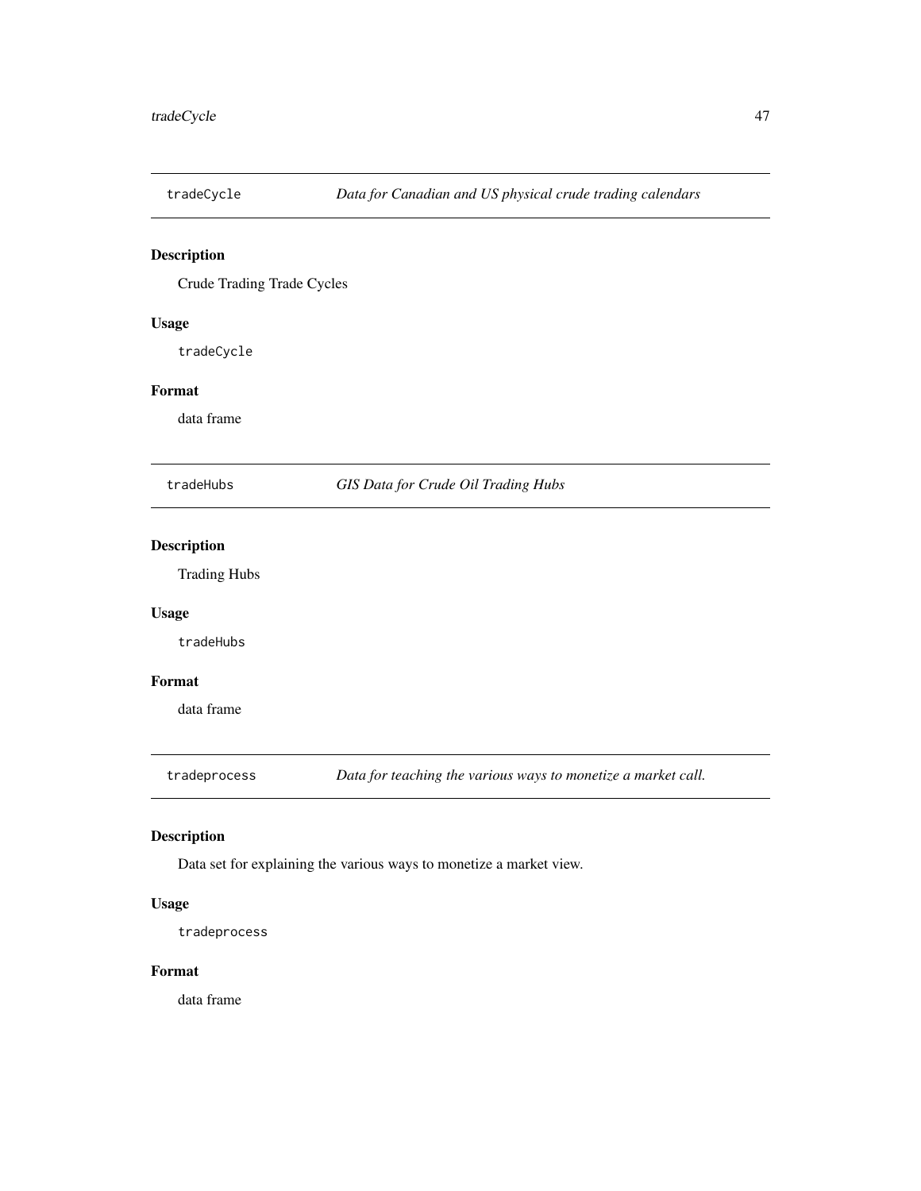## tradeCycle — *Data for Canadian and US physical crude trading calendars*

### Description

Crude Trading Trade Cycles

### Usage

```
tradeCycle
```

### Format

data frame

## tradeHubs — *GIS Data for Crude Oil Trading Hubs*

### Description

Trading Hubs

### Usage

```
tradeHubs
```

### Format

data frame

## tradeprocess — *Data for teaching the various ways to monetize a market call.*

### Description

Data set for explaining the various ways to monetize a market view.

### Usage

```
tradeprocess
```

### Format

data frame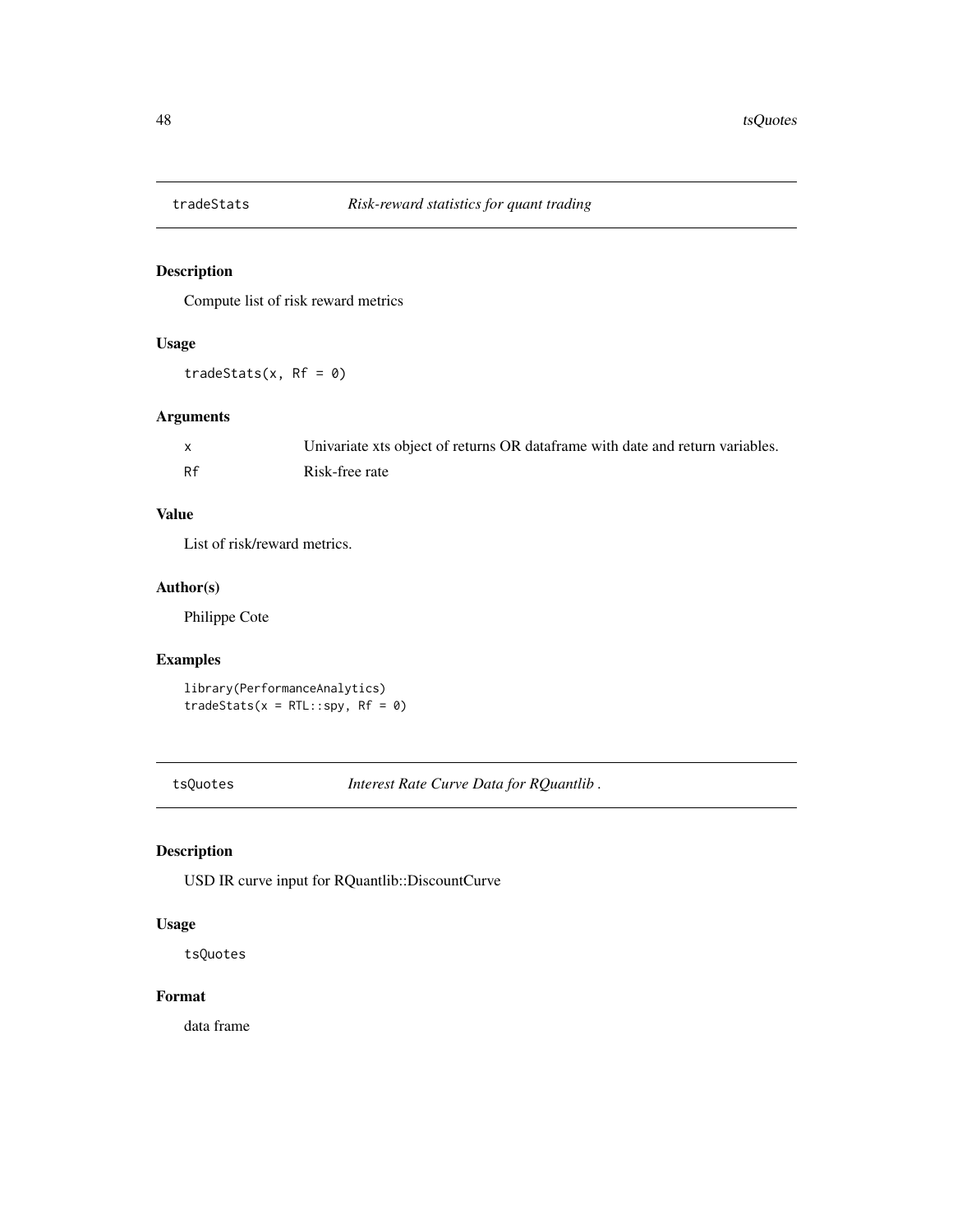## tradeStats — *Risk-reward statistics for quant trading*

### Description

Compute list of risk reward metrics

### Usage

```
tradeStats(x, Rf = 0)
```

### Arguments

| | |
|---|---|
| x | Univariate xts object of returns OR dataframe with date and return variables. |
| Rf | Risk-free rate |

### Value

List of risk/reward metrics.

### Author(s)

Philippe Cote

### Examples

```
library(PerformanceAnalytics)
tradeStats(x = RTL::spy, Rf = 0)
```

## tsQuotes — *Interest Rate Curve Data for RQuantlib .*

### Description

USD IR curve input for RQuantlib::DiscountCurve

### Usage

```
tsQuotes
```

### Format

data frame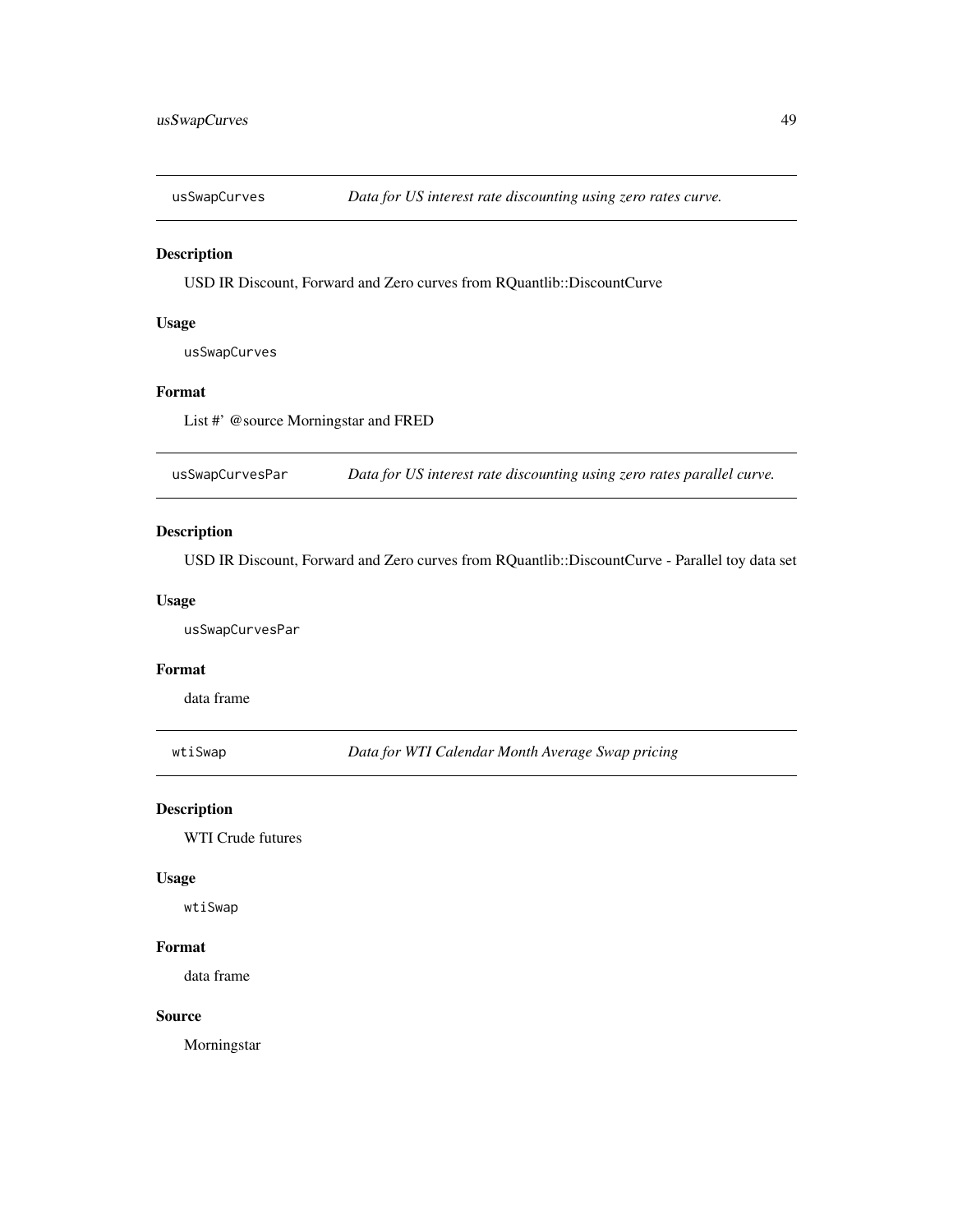## usSwapCurves *Data for US interest rate discounting using zero rates curve.*

### Description

USD IR Discount, Forward and Zero curves from RQuantlib::DiscountCurve

### Usage

```
usSwapCurves
```

### Format

List #' @source Morningstar and FRED

## usSwapCurvesPar *Data for US interest rate discounting using zero rates parallel curve.*

### Description

USD IR Discount, Forward and Zero curves from RQuantlib::DiscountCurve - Parallel toy data set

### Usage

```
usSwapCurvesPar
```

### Format

data frame

## wtiSwap *Data for WTI Calendar Month Average Swap pricing*

### Description

WTI Crude futures

### Usage

```
wtiSwap
```

### Format

data frame

### Source

Morningstar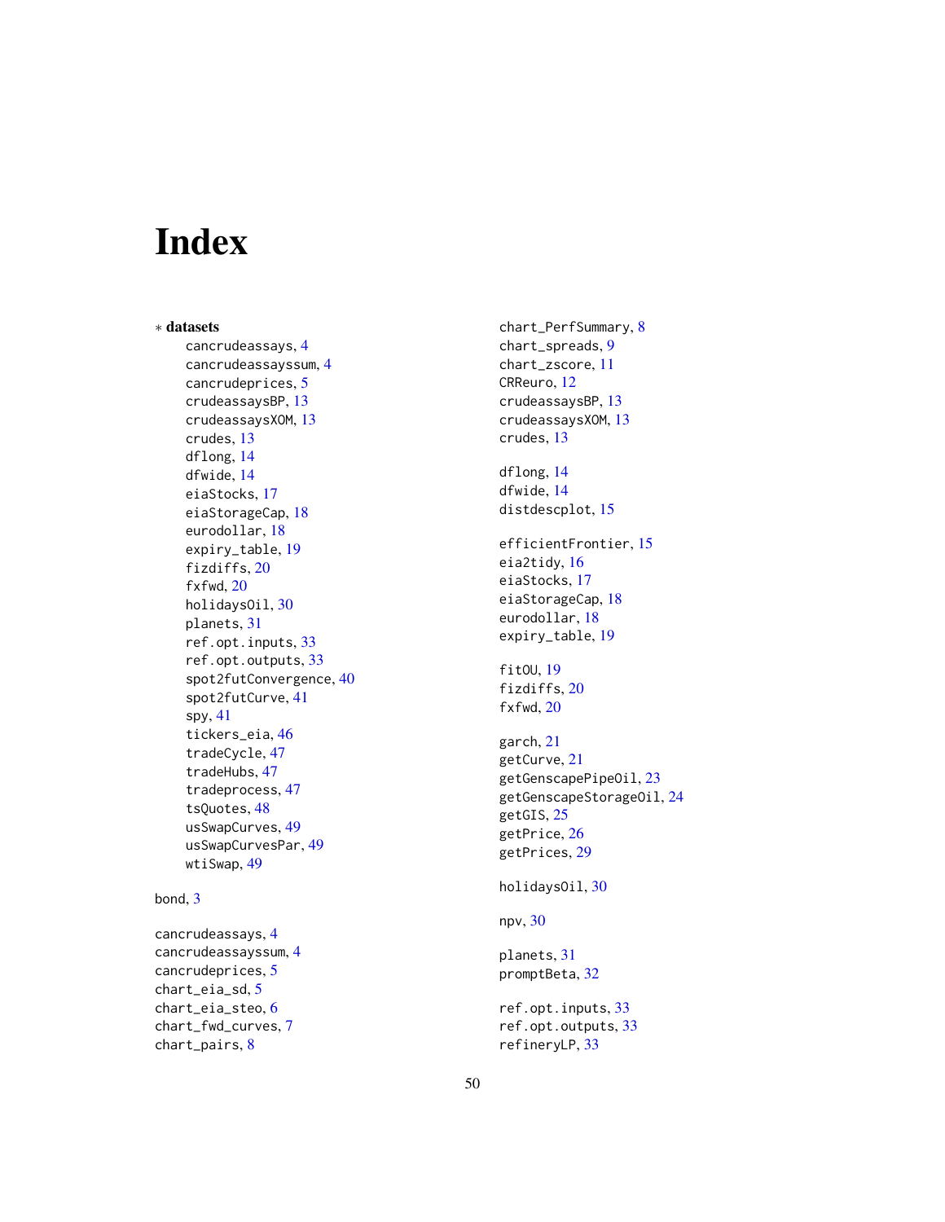# Index

* **datasets**
    - cancrudeassays, 4
    - cancrudeassayssum, 4
    - cancrudeprices, 5
    - crudeassaysBP, 13
    - crudeassaysXOM, 13
    - crudes, 13
    - dflong, 14
    - dfwide, 14
    - eiaStocks, 17
    - eiaStorageCap, 18
    - eurodollar, 18
    - expiry_table, 19
    - fizdiffs, 20
    - fxfwd, 20
    - holidaysOil, 30
    - planets, 31
    - ref.opt.inputs, 33
    - ref.opt.outputs, 33
    - spot2futConvergence, 40
    - spot2futCurve, 41
    - spy, 41
    - tickers_eia, 46
    - tradeCycle, 47
    - tradeHubs, 47
    - tradeprocess, 47
    - tsQuotes, 48
    - usSwapCurves, 49
    - usSwapCurvesPar, 49
    - wtiSwap, 49

bond, 3

cancrudeassays, 4
cancrudeassayssum, 4
cancrudeprices, 5
chart_eia_sd, 5
chart_eia_steo, 6
chart_fwd_curves, 7
chart_pairs, 8
chart_PerfSummary, 8
chart_spreads, 9
chart_zscore, 11
CRReuro, 12
crudeassaysBP, 13
crudeassaysXOM, 13
crudes, 13

dflong, 14
dfwide, 14
distdescplot, 15

efficientFrontier, 15
eia2tidy, 16
eiaStocks, 17
eiaStorageCap, 18
eurodollar, 18
expiry_table, 19

fitOU, 19
fizdiffs, 20
fxfwd, 20

garch, 21
getCurve, 21
getGenscapePipeOil, 23
getGenscapeStorageOil, 24
getGIS, 25
getPrice, 26
getPrices, 29

holidaysOil, 30

npv, 30

planets, 31
promptBeta, 32

ref.opt.inputs, 33
ref.opt.outputs, 33
refineryLP, 33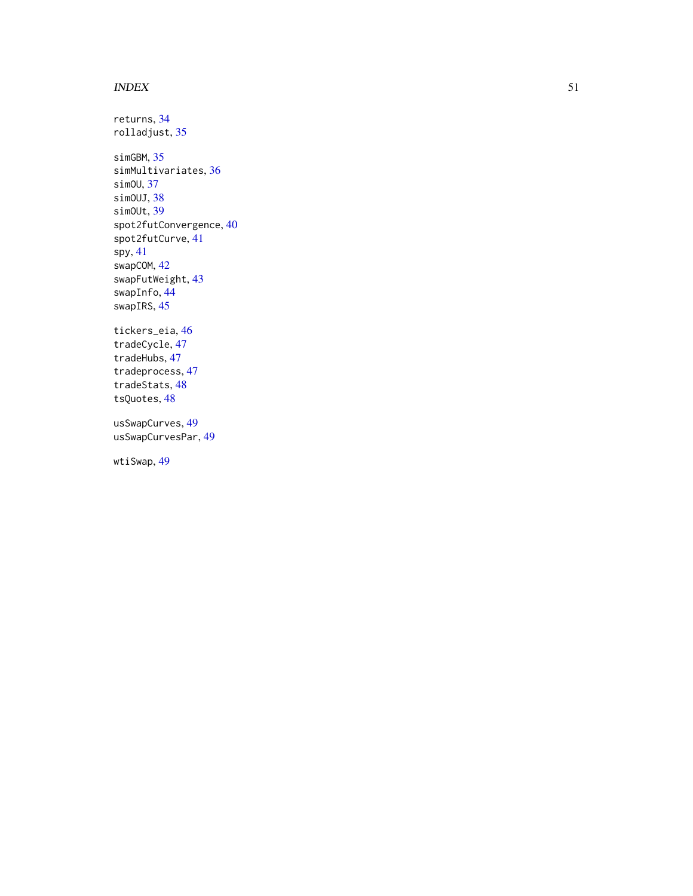returns, 34
rolladjust, 35

simGBM, 35
simMultivariates, 36
simOU, 37
simOUJ, 38
simOUt, 39
spot2futConvergence, 40
spot2futCurve, 41
spy, 41
swapCOM, 42
swapFutWeight, 43
swapInfo, 44
swapIRS, 45

tickers_eia, 46
tradeCycle, 47
tradeHubs, 47
tradeprocess, 47
tradeStats, 48
tsQuotes, 48

usSwapCurves, 49
usSwapCurvesPar, 49

wtiSwap, 49